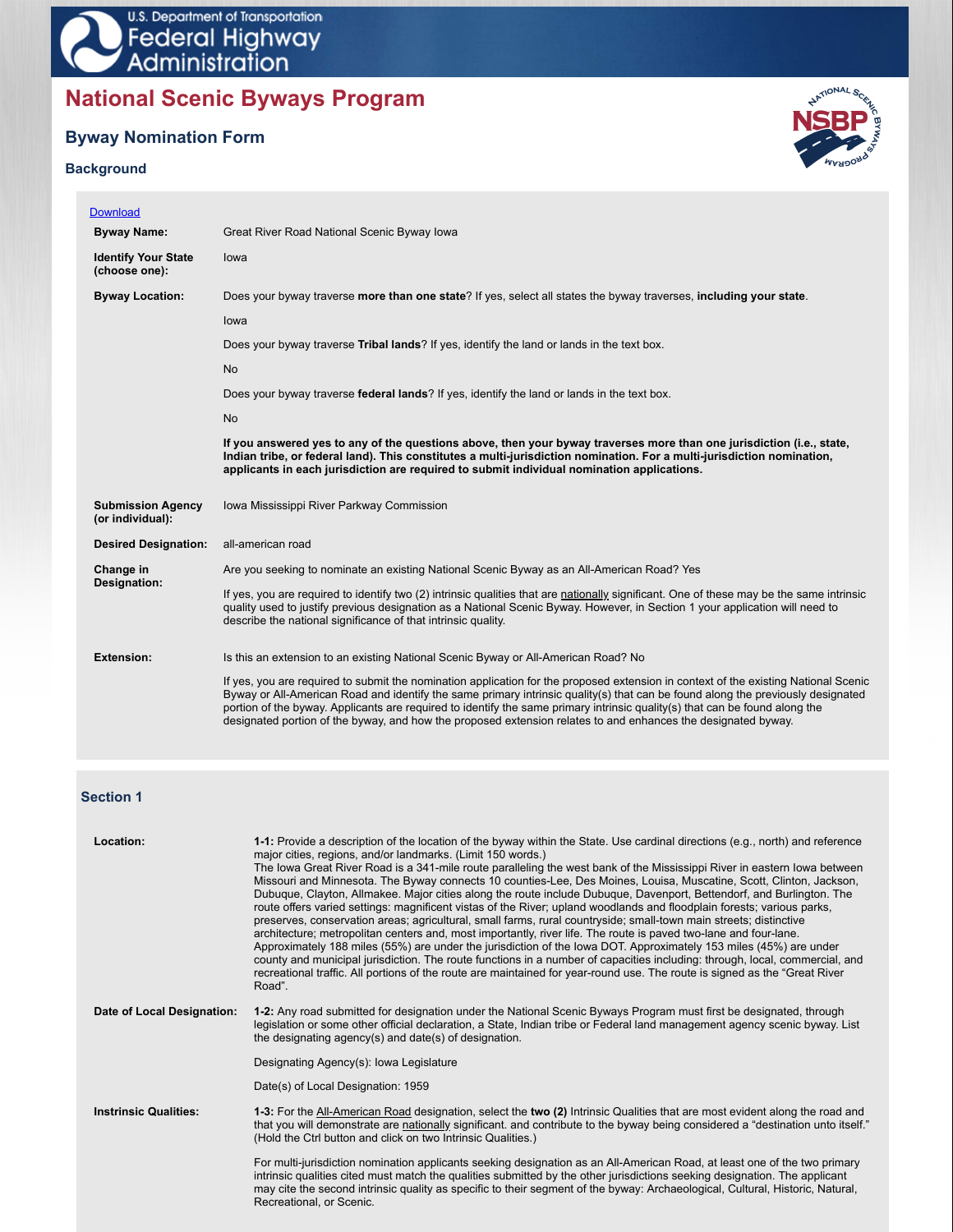U.S. Department of Transportation
Federal Highway Administration

# National Scenic Byways Program

## Byway Nomination Form

### Background

Download

**Byway Name:** Great River Road National Scenic Byway Iowa

**Identify Your State (choose one):** Iowa

**Byway Location:** Does your byway traverse **more than one state**? If yes, select all states the byway traverses, **including your state**.

Iowa

Does your byway traverse **Tribal lands**? If yes, identify the land or lands in the text box.

No

Does your byway traverse **federal lands**? If yes, identify the land or lands in the text box.

No

**If you answered yes to any of the questions above, then your byway traverses more than one jurisdiction (i.e., state, Indian tribe, or federal land). This constitutes a multi-jurisdiction nomination. For a multi-jurisdiction nomination, applicants in each jurisdiction are required to submit individual nomination applications.**

**Submission Agency (or individual):** Iowa Mississippi River Parkway Commission

**Desired Designation:** all-american road

**Change in Designation:** Are you seeking to nominate an existing National Scenic Byway as an All-American Road? Yes

If yes, you are required to identify two (2) intrinsic qualities that are nationally significant. One of these may be the same intrinsic quality used to justify previous designation as a National Scenic Byway. However, in Section 1 your application will need to describe the national significance of that intrinsic quality.

**Extension:** Is this an extension to an existing National Scenic Byway or All-American Road? No

If yes, you are required to submit the nomination application for the proposed extension in context of the existing National Scenic Byway or All-American Road and identify the same primary intrinsic quality(s) that can be found along the previously designated portion of the byway. Applicants are required to identify the same primary intrinsic quality(s) that can be found along the designated portion of the byway, and how the proposed extension relates to and enhances the designated byway.

### Section 1

**Location:** **1-1:** Provide a description of the location of the byway within the State. Use cardinal directions (e.g., north) and reference major cities, regions, and/or landmarks. (Limit 150 words.)

The Iowa Great River Road is a 341-mile route paralleling the west bank of the Mississippi River in eastern Iowa between Missouri and Minnesota. The Byway connects 10 counties-Lee, Des Moines, Louisa, Muscatine, Scott, Clinton, Jackson, Dubuque, Clayton, Allmakee. Major cities along the route include Dubuque, Davenport, Bettendorf, and Burlington. The route offers varied settings: magnificent vistas of the River; upland woodlands and floodplain forests; various parks, preserves, conservation areas; agricultural, small farms, rural countryside; small-town main streets; distinctive architecture; metropolitan centers and, most importantly, river life. The route is paved two-lane and four-lane. Approximately 188 miles (55%) are under the jurisdiction of the Iowa DOT. Approximately 153 miles (45%) are under county and municipal jurisdiction. The route functions in a number of capacities including: through, local, commercial, and recreational traffic. All portions of the route are maintained for year-round use. The route is signed as the "Great River Road".

**Date of Local Designation:** **1-2:** Any road submitted for designation under the National Scenic Byways Program must first be designated, through legislation or some other official declaration, a State, Indian tribe or Federal land management agency scenic byway. List the designating agency(s) and date(s) of designation.

Designating Agency(s): Iowa Legislature

Date(s) of Local Designation: 1959

**Instrinsic Qualities:** **1-3:** For the All-American Road designation, select the **two (2)** Intrinsic Qualities that are most evident along the road and that you will demonstrate are nationally significant. and contribute to the byway being considered a "destination unto itself." (Hold the Ctrl button and click on two Intrinsic Qualities.)

For multi-jurisdiction nomination applicants seeking designation as an All-American Road, at least one of the two primary intrinsic qualities cited must match the qualities submitted by the other jurisdictions seeking designation. The applicant may cite the second intrinsic quality as specific to their segment of the byway: Archaeological, Cultural, Historic, Natural, Recreational, or Scenic.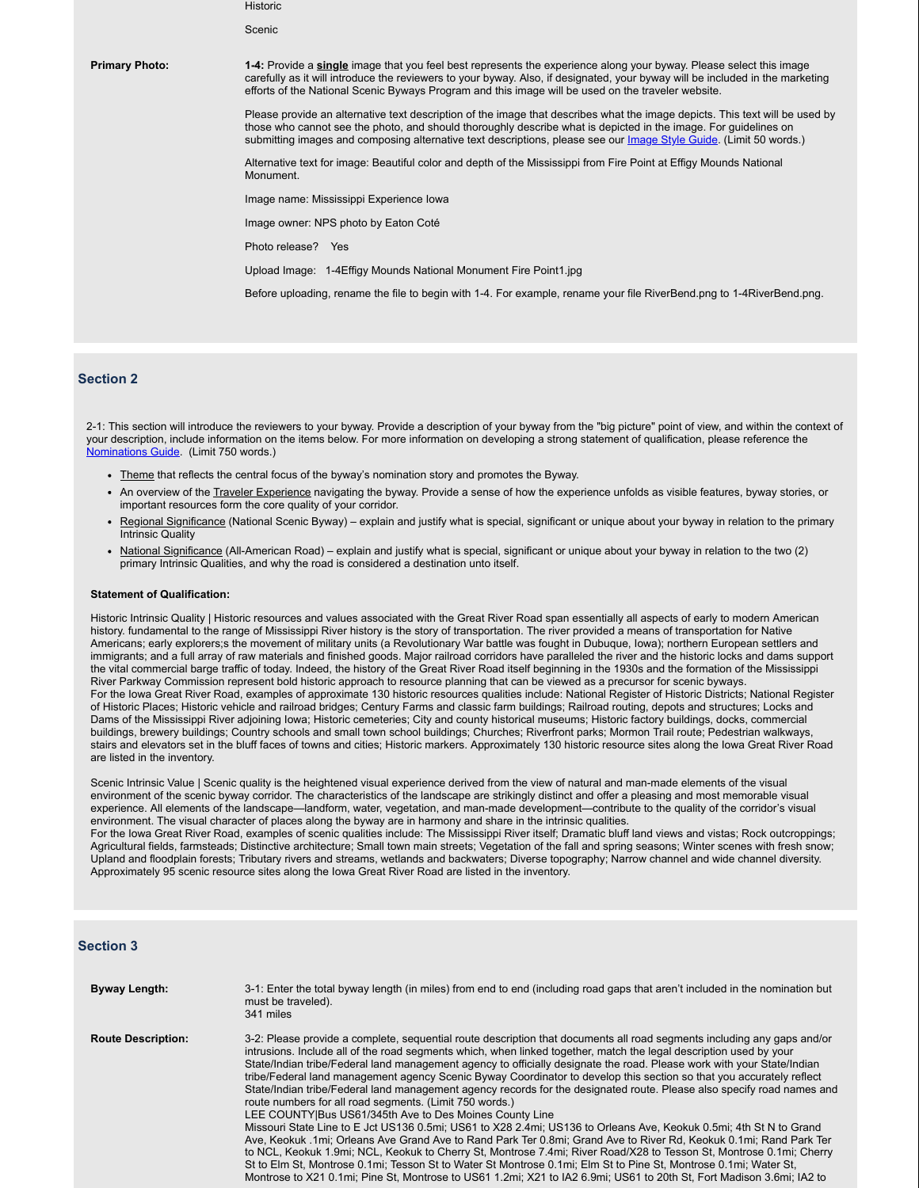Historic

Scenic

**Primary Photo:**

1-4: Provide a **single** image that you feel best represents the experience along your byway. Please select this image carefully as it will introduce the reviewers to your byway. Also, if designated, your byway will be included in the marketing efforts of the National Scenic Byways Program and this image will be used on the traveler website.

Please provide an alternative text description of the image that describes what the image depicts. This text will be used by those who cannot see the photo, and should thoroughly describe what is depicted in the image. For guidelines on submitting images and composing alternative text descriptions, please see our [Image Style Guide](). (Limit 50 words.)

Alternative text for image: Beautiful color and depth of the Mississippi from Fire Point at Effigy Mounds National Monument.

Image name: Mississippi Experience Iowa

Image owner: NPS photo by Eaton Coté

Photo release? Yes

Upload Image: 1-4Effigy Mounds National Monument Fire Point1.jpg

Before uploading, rename the file to begin with 1-4. For example, rename your file RiverBend.png to 1-4RiverBend.png.

## Section 2

2-1: This section will introduce the reviewers to your byway. Provide a description of your byway from the "big picture" point of view, and within the context of your description, include information on the items below. For more information on developing a strong statement of qualification, please reference the [Nominations Guide](). (Limit 750 words.)

- Theme that reflects the central focus of the byway's nomination story and promotes the Byway.
- An overview of the Traveler Experience navigating the byway. Provide a sense of how the experience unfolds as visible features, byway stories, or important resources form the core quality of your corridor.
- Regional Significance (National Scenic Byway) – explain and justify what is special, significant or unique about your byway in relation to the primary Intrinsic Quality
- National Significance (All-American Road) – explain and justify what is special, significant or unique about your byway in relation to the two (2) primary Intrinsic Qualities, and why the road is considered a destination unto itself.

**Statement of Qualification:**

Historic Intrinsic Quality | Historic resources and values associated with the Great River Road span essentially all aspects of early to modern American history. fundamental to the range of Mississippi River history is the story of transportation. The river provided a means of transportation for Native Americans; early explorers;s the movement of military units (a Revolutionary War battle was fought in Dubuque, Iowa); northern European settlers and immigrants; and a full array of raw materials and finished goods. Major railroad corridors have paralleled the river and the historic locks and dams support the vital commercial barge traffic of today. Indeed, the history of the Great River Road itself beginning in the 1930s and the formation of the Mississippi River Parkway Commission represent bold historic approach to resource planning that can be viewed as a precursor for scenic byways.
For the Iowa Great River Road, examples of approximate 130 historic resources qualities include: National Register of Historic Districts; National Register of Historic Places; Historic vehicle and railroad bridges; Century Farms and classic farm buildings; Railroad routing, depots and structures; Locks and Dams of the Mississippi River adjoining Iowa; Historic cemeteries; City and county historical museums; Historic factory buildings, docks, commercial buildings, brewery buildings; Country schools and small town school buildings; Churches; Riverfront parks; Mormon Trail route; Pedestrian walkways, stairs and elevators set in the bluff faces of towns and cities; Historic markers. Approximately 130 historic resource sites along the Iowa Great River Road are listed in the inventory.

Scenic Intrinsic Value | Scenic quality is the heightened visual experience derived from the view of natural and man-made elements of the visual environment of the scenic byway corridor. The characteristics of the landscape are strikingly distinct and offer a pleasing and most memorable visual experience. All elements of the landscape—landform, water, vegetation, and man-made development—contribute to the quality of the corridor's visual environment. The visual character of places along the byway are in harmony and share in the intrinsic qualities.
For the Iowa Great River Road, examples of scenic qualities include: The Mississippi River itself; Dramatic bluff land views and vistas; Rock outcroppings; Agricultural fields, farmsteads; Distinctive architecture; Small town main streets; Vegetation of the fall and spring seasons; Winter scenes with fresh snow; Upland and floodplain forests; Tributary rivers and streams, wetlands and backwaters; Diverse topography; Narrow channel and wide channel diversity. Approximately 95 scenic resource sites along the Iowa Great River Road are listed in the inventory.

## Section 3

**Byway Length:**

3-1: Enter the total byway length (in miles) from end to end (including road gaps that aren't included in the nomination but must be traveled).
341 miles

**Route Description:**

3-2: Please provide a complete, sequential route description that documents all road segments including any gaps and/or intrusions. Include all of the road segments which, when linked together, match the legal description used by your State/Indian tribe/Federal land management agency to officially designate the road. Please work with your State/Indian tribe/Federal land management agency Scenic Byway Coordinator to develop this section so that you accurately reflect State/Indian tribe/Federal land management agency records for the designated route. Please also specify road names and route numbers for all road segments. (Limit 750 words.)
LEE COUNTY|Bus US61/345th Ave to Des Moines County Line
Missouri State Line to E Jct US136 0.5mi; US61 to X28 2.4mi; US136 to Orleans Ave, Keokuk 0.5mi; 4th St N to Grand Ave, Keokuk .1mi; Orleans Ave Grand Ave to Rand Park Ter 0.8mi; Grand Ave to River Rd, Keokuk 0.1mi; Rand Park Ter to NCL, Keokuk 1.9mi; NCL, Keokuk to Cherry St, Montrose 7.4mi; River Road/X28 to Tesson St, Montrose 0.1mi; Cherry St to Elm St, Montrose 0.1mi; Tesson St to Water St Montrose 0.1mi; Elm St to Pine St, Montrose 0.1mi; Water St, Montrose to X21 0.1mi; Pine St, Montrose to US61 1.2mi; X21 to IA2 6.9mi; US61 to 20th St, Fort Madison 3.6mi; IA2 to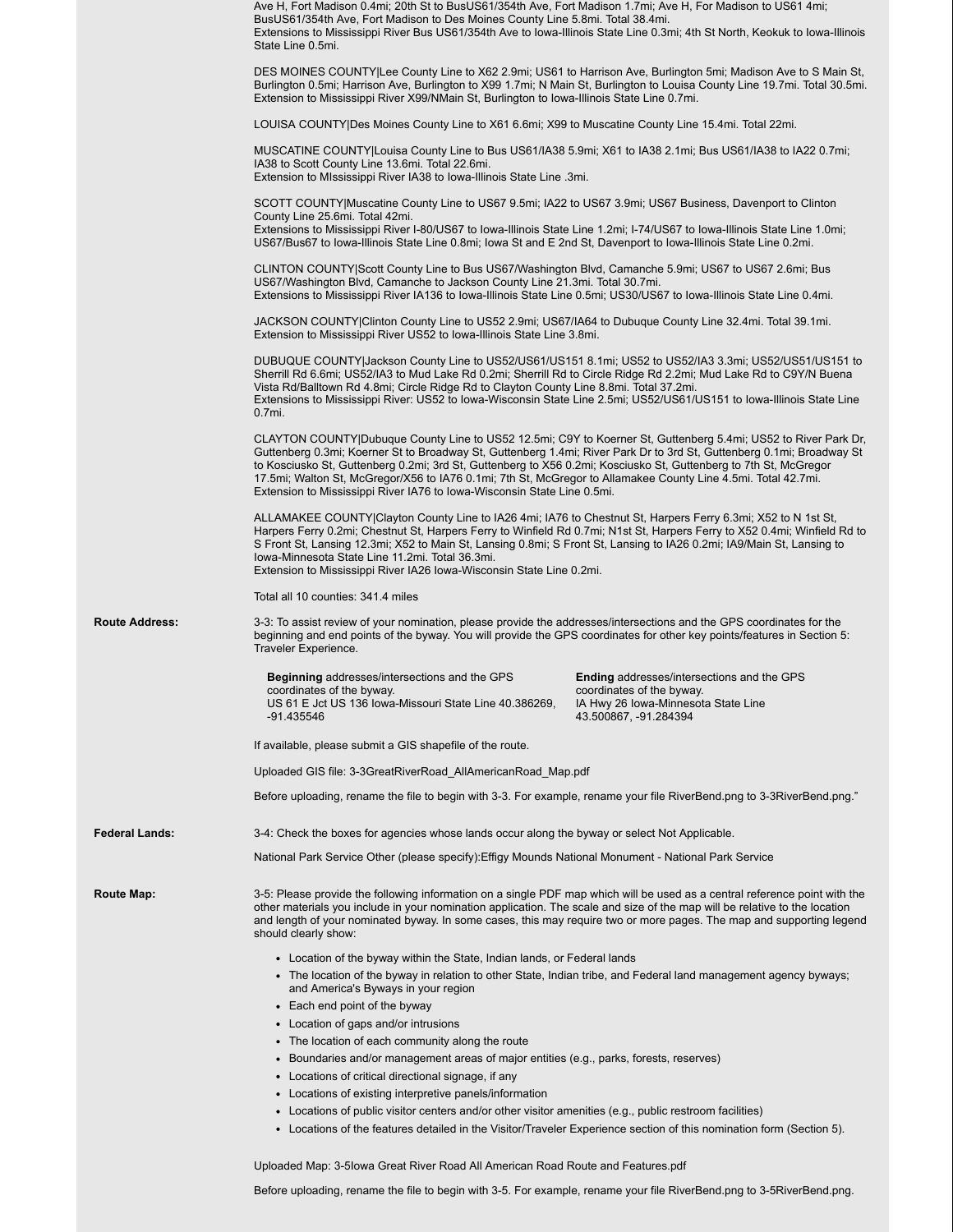Ave H, Fort Madison 0.4mi; 20th St to BusUS61/354th Ave, Fort Madison 1.7mi; Ave H, For Madison to US61 4mi; BusUS61/354th Ave, Fort Madison to Des Moines County Line 5.8mi. Total 38.4mi.
Extensions to Mississippi River Bus US61/354th Ave to Iowa-Illinois State Line 0.3mi; 4th St North, Keokuk to Iowa-Illinois State Line 0.5mi.

DES MOINES COUNTY|Lee County Line to X62 2.9mi; US61 to Harrison Ave, Burlington 5mi; Madison Ave to S Main St, Burlington 0.5mi; Harrison Ave, Burlington to X99 1.7mi; N Main St, Burlington to Louisa County Line 19.7mi. Total 30.5mi.
Extension to Mississippi River X99/NMain St, Burlington to Iowa-Illinois State Line 0.7mi.

LOUISA COUNTY|Des Moines County Line to X61 6.6mi; X99 to Muscatine County Line 15.4mi. Total 22mi.

MUSCATINE COUNTY|Louisa County Line to Bus US61/IA38 5.9mi; X61 to IA38 2.1mi; Bus US61/IA38 to IA22 0.7mi; IA38 to Scott County Line 13.6mi. Total 22.6mi.
Extension to MIssissippi River IA38 to Iowa-Illinois State Line .3mi.

SCOTT COUNTY|Muscatine County Line to US67 9.5mi; IA22 to US67 3.9mi; US67 Business, Davenport to Clinton County Line 25.6mi. Total 42mi.
Extensions to Mississippi River I-80/US67 to Iowa-Illinois State Line 1.2mi; I-74/US67 to Iowa-Illinois State Line 1.0mi; US67/Bus67 to Iowa-Illinois State Line 0.8mi; Iowa St and E 2nd St, Davenport to Iowa-Illinois State Line 0.2mi.

CLINTON COUNTY|Scott County Line to Bus US67/Washington Blvd, Camanche 5.9mi; US67 to US67 2.6mi; Bus US67/Washington Blvd, Camanche to Jackson County Line 21.3mi. Total 30.7mi.
Extensions to Mississippi River IA136 to Iowa-Illinois State Line 0.5mi; US30/US67 to Iowa-Illinois State Line 0.4mi.

JACKSON COUNTY|Clinton County Line to US52 2.9mi; US67/IA64 to Dubuque County Line 32.4mi. Total 39.1mi.
Extension to Mississippi River US52 to Iowa-Illinois State Line 3.8mi.

DUBUQUE COUNTY|Jackson County Line to US52/US61/US151 8.1mi; US52 to US52/IA3 3.3mi; US52/US51/US151 to Sherrill Rd 6.6mi; US52/IA3 to Mud Lake Rd 0.2mi; Sherrill Rd to Circle Ridge Rd 2.2mi; Mud Lake Rd to C9Y/N Buena Vista Rd/Balltown Rd 4.8mi; Circle Ridge Rd to Clayton County Line 8.8mi. Total 37.2mi.
Extensions to Mississippi River: US52 to Iowa-Wisconsin State Line 2.5mi; US52/US61/US151 to Iowa-Illinois State Line 0.7mi.

CLAYTON COUNTY|Dubuque County Line to US52 12.5mi; C9Y to Koerner St, Guttenberg 5.4mi; US52 to River Park Dr, Guttenberg 0.3mi; Koerner St to Broadway St, Guttenberg 1.4mi; River Park Dr to 3rd St, Guttenberg 0.1mi; Broadway St to Kosciusko St, Guttenberg 0.2mi; 3rd St, Guttenberg to X56 0.2mi; Kosciusko St, Guttenberg to 7th St, McGregor 17.5mi; Walton St, McGregor/X56 to IA76 0.1mi; 7th St, McGregor to Allamakee County Line 4.5mi. Total 42.7mi.
Extension to Mississippi River IA76 to Iowa-Wisconsin State Line 0.5mi.

ALLAMAKEE COUNTY|Clayton County Line to IA26 4mi; IA76 to Chestnut St, Harpers Ferry 6.3mi; X52 to N 1st St, Harpers Ferry 0.2mi; Chestnut St, Harpers Ferry to Winfield Rd 0.7mi; N1st St, Harpers Ferry to X52 0.4mi; Winfield Rd to S Front St, Lansing 12.3mi; X52 to Main St, Lansing 0.8mi; S Front St, Lansing to IA26 0.2mi; IA9/Main St, Lansing to Iowa-Minnesota State Line 11.2mi. Total 36.3mi.
Extension to Mississippi River IA26 Iowa-Wisconsin State Line 0.2mi.

Total all 10 counties: 341.4 miles

**Route Address:**

3-3: To assist review of your nomination, please provide the addresses/intersections and the GPS coordinates for the beginning and end points of the byway. You will provide the GPS coordinates for other key points/features in Section 5: Traveler Experience.

| **Beginning** addresses/intersections and the GPS coordinates of the byway. | **Ending** addresses/intersections and the GPS coordinates of the byway. |
|---|---|
| US 61 E Jct US 136 Iowa-Missouri State Line 40.386269, -91.435546 | IA Hwy 26 Iowa-Minnesota State Line 43.500867, -91.284394 |

If available, please submit a GIS shapefile of the route.

Uploaded GIS file: 3-3GreatRiverRoad_AllAmericanRoad_Map.pdf

Before uploading, rename the file to begin with 3-3. For example, rename your file RiverBend.png to 3-3RiverBend.png."

**Federal Lands:**

3-4: Check the boxes for agencies whose lands occur along the byway or select Not Applicable.

National Park Service Other (please specify):Effigy Mounds National Monument - National Park Service

**Route Map:**

3-5: Please provide the following information on a single PDF map which will be used as a central reference point with the other materials you include in your nomination application. The scale and size of the map will be relative to the location and length of your nominated byway. In some cases, this may require two or more pages. The map and supporting legend should clearly show:

- Location of the byway within the State, Indian lands, or Federal lands
- The location of the byway in relation to other State, Indian tribe, and Federal land management agency byways; and America's Byways in your region
- Each end point of the byway
- Location of gaps and/or intrusions
- The location of each community along the route
- Boundaries and/or management areas of major entities (e.g., parks, forests, reserves)
- Locations of critical directional signage, if any
- Locations of existing interpretive panels/information
- Locations of public visitor centers and/or other visitor amenities (e.g., public restroom facilities)
- Locations of the features detailed in the Visitor/Traveler Experience section of this nomination form (Section 5).

Uploaded Map: 3-5Iowa Great River Road All American Road Route and Features.pdf

Before uploading, rename the file to begin with 3-5. For example, rename your file RiverBend.png to 3-5RiverBend.png.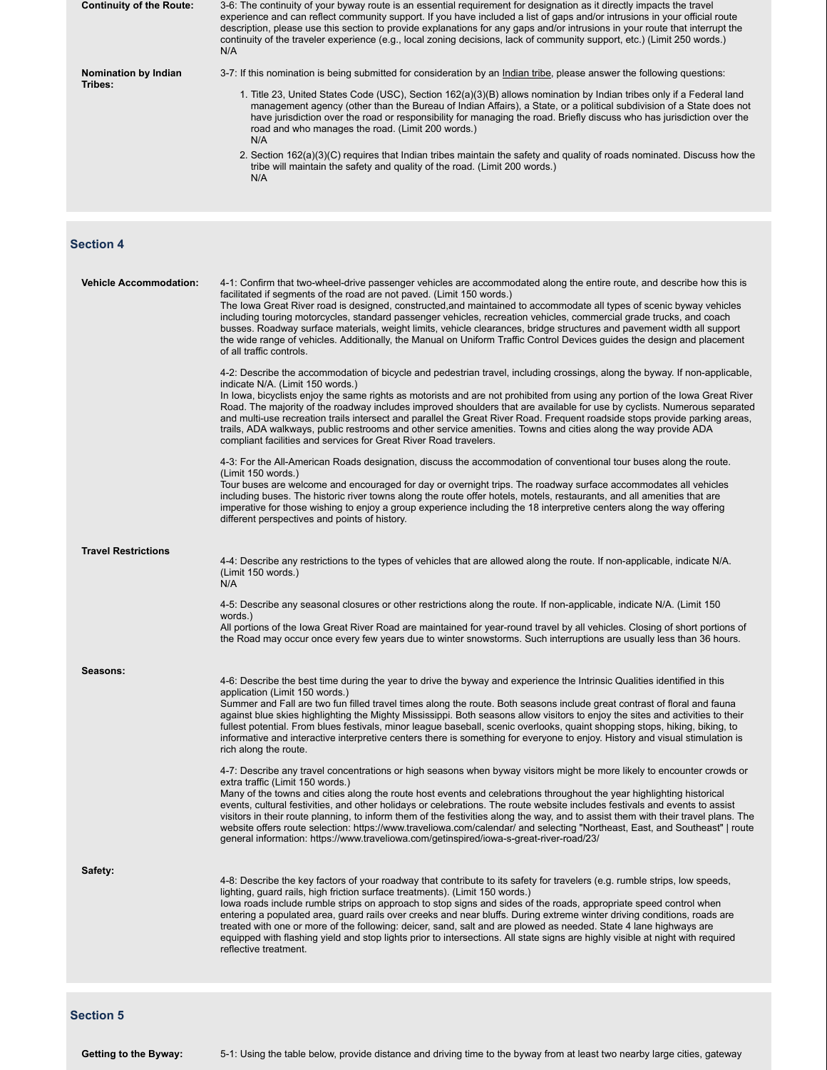**Continuity of the Route:**

3-6: The continuity of your byway route is an essential requirement for designation as it directly impacts the travel experience and can reflect community support. If you have included a list of gaps and/or intrusions in your official route description, please use this section to provide explanations for any gaps and/or intrusions in your route that interrupt the continuity of the traveler experience (e.g., local zoning decisions, lack of community support, etc.) (Limit 250 words.)
N/A

**Nomination by Indian Tribes:**

3-7: If this nomination is being submitted for consideration by an Indian tribe, please answer the following questions:

1. Title 23, United States Code (USC), Section 162(a)(3)(B) allows nomination by Indian tribes only if a Federal land management agency (other than the Bureau of Indian Affairs), a State, or a political subdivision of a State does not have jurisdiction over the road or responsibility for managing the road. Briefly discuss who has jurisdiction over the road and who manages the road. (Limit 200 words.)
   N/A
2. Section 162(a)(3)(C) requires that Indian tribes maintain the safety and quality of roads nominated. Discuss how the tribe will maintain the safety and quality of the road. (Limit 200 words.)
   N/A

## Section 4

**Vehicle Accommodation:**

4-1: Confirm that two-wheel-drive passenger vehicles are accommodated along the entire route, and describe how this is facilitated if segments of the road are not paved. (Limit 150 words.)
The Iowa Great River road is designed, constructed,and maintained to accommodate all types of scenic byway vehicles including touring motorcycles, standard passenger vehicles, recreation vehicles, commercial grade trucks, and coach busses. Roadway surface materials, weight limits, vehicle clearances, bridge structures and pavement width all support the wide range of vehicles. Additionally, the Manual on Uniform Traffic Control Devices guides the design and placement of all traffic controls.

4-2: Describe the accommodation of bicycle and pedestrian travel, including crossings, along the byway. If non-applicable, indicate N/A. (Limit 150 words.)
In Iowa, bicyclists enjoy the same rights as motorists and are not prohibited from using any portion of the Iowa Great River Road. The majority of the roadway includes improved shoulders that are available for use by cyclists. Numerous separated and multi-use recreation trails intersect and parallel the Great River Road. Frequent roadside stops provide parking areas, trails, ADA walkways, public restrooms and other service amenities. Towns and cities along the way provide ADA compliant facilities and services for Great River Road travelers.

4-3: For the All-American Roads designation, discuss the accommodation of conventional tour buses along the route. (Limit 150 words.)
Tour buses are welcome and encouraged for day or overnight trips. The roadway surface accommodates all vehicles including buses. The historic river towns along the route offer hotels, motels, restaurants, and all amenities that are imperative for those wishing to enjoy a group experience including the 18 interpretive centers along the way offering different perspectives and points of history.

**Travel Restrictions**

4-4: Describe any restrictions to the types of vehicles that are allowed along the route. If non-applicable, indicate N/A. (Limit 150 words.)
N/A

4-5: Describe any seasonal closures or other restrictions along the route. If non-applicable, indicate N/A. (Limit 150 words.)
All portions of the Iowa Great River Road are maintained for year-round travel by all vehicles. Closing of short portions of the Road may occur once every few years due to winter snowstorms. Such interruptions are usually less than 36 hours.

**Seasons:**

4-6: Describe the best time during the year to drive the byway and experience the Intrinsic Qualities identified in this application (Limit 150 words.)
Summer and Fall are two fun filled travel times along the route. Both seasons include great contrast of floral and fauna against blue skies highlighting the Mighty Mississippi. Both seasons allow visitors to enjoy the sites and activities to their fullest potential. From blues festivals, minor league baseball, scenic overlooks, quaint shopping stops, hiking, biking, to informative and interactive interpretive centers there is something for everyone to enjoy. History and visual stimulation is rich along the route.

4-7: Describe any travel concentrations or high seasons when byway visitors might be more likely to encounter crowds or extra traffic (Limit 150 words.)
Many of the towns and cities along the route host events and celebrations throughout the year highlighting historical events, cultural festivities, and other holidays or celebrations. The route website includes festivals and events to assist visitors in their route planning, to inform them of the festivities along the way, and to assist them with their travel plans. The website offers route selection: https://www.traveliowa.com/calendar/ and selecting "Northeast, East, and Southeast" | route general information: https://www.traveliowa.com/getinspired/iowa-s-great-river-road/23/

**Safety:**

4-8: Describe the key factors of your roadway that contribute to its safety for travelers (e.g. rumble strips, low speeds, lighting, guard rails, high friction surface treatments). (Limit 150 words.)
Iowa roads include rumble strips on approach to stop signs and sides of the roads, appropriate speed control when entering a populated area, guard rails over creeks and near bluffs. During extreme winter driving conditions, roads are treated with one or more of the following: deicer, sand, salt and are plowed as needed. State 4 lane highways are equipped with flashing yield and stop lights prior to intersections. All state signs are highly visible at night with required reflective treatment.

## Section 5

**Getting to the Byway:**

5-1: Using the table below, provide distance and driving time to the byway from at least two nearby large cities, gateway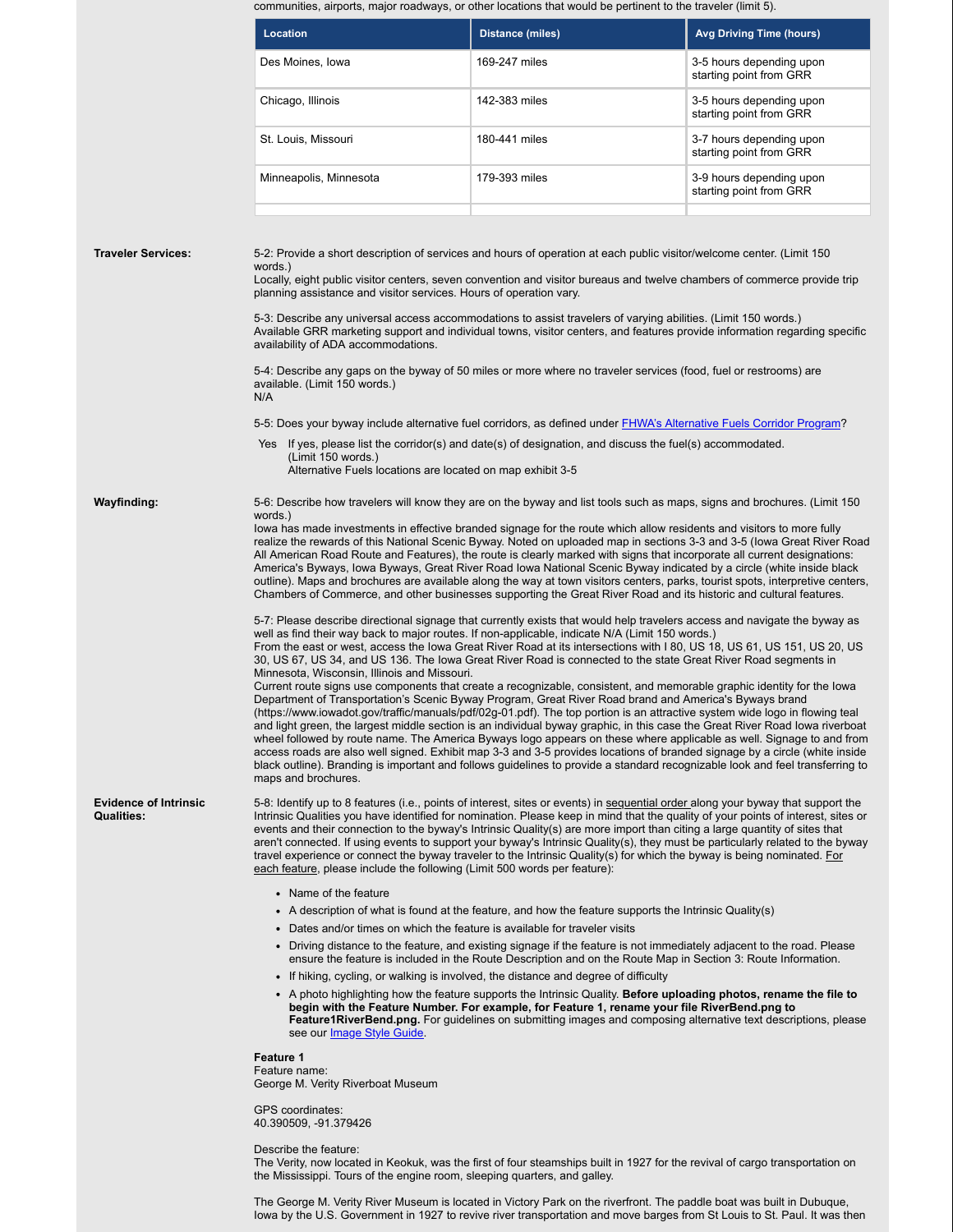communities, airports, major roadways, or other locations that would be pertinent to the traveler (limit 5).

| Location | Distance (miles) | Avg Driving Time (hours) |
|---|---|---|
| Des Moines, Iowa | 169-247 miles | 3-5 hours depending upon starting point from GRR |
| Chicago, Illinois | 142-383 miles | 3-5 hours depending upon starting point from GRR |
| St. Louis, Missouri | 180-441 miles | 3-7 hours depending upon starting point from GRR |
| Minneapolis, Minnesota | 179-393 miles | 3-9 hours depending upon starting point from GRR |
| | | |

**Traveler Services:**

5-2: Provide a short description of services and hours of operation at each public visitor/welcome center. (Limit 150 words.)
Locally, eight public visitor centers, seven convention and visitor bureaus and twelve chambers of commerce provide trip planning assistance and visitor services. Hours of operation vary.

5-3: Describe any universal access accommodations to assist travelers of varying abilities. (Limit 150 words.)
Available GRR marketing support and individual towns, visitor centers, and features provide information regarding specific availability of ADA accommodations.

5-4: Describe any gaps on the byway of 50 miles or more where no traveler services (food, fuel or restrooms) are available. (Limit 150 words.)
N/A

5-5: Does your byway include alternative fuel corridors, as defined under FHWA's Alternative Fuels Corridor Program?

Yes If yes, please list the corridor(s) and date(s) of designation, and discuss the fuel(s) accommodated. (Limit 150 words.)
Alternative Fuels locations are located on map exhibit 3-5

**Wayfinding:**

5-6: Describe how travelers will know they are on the byway and list tools such as maps, signs and brochures. (Limit 150 words.)
Iowa has made investments in effective branded signage for the route which allow residents and visitors to more fully realize the rewards of this National Scenic Byway. Noted on uploaded map in sections 3-3 and 3-5 (Iowa Great River Road All American Road Route and Features), the route is clearly marked with signs that incorporate all current designations: America's Byways, Iowa Byways, Great River Road Iowa National Scenic Byway indicated by a circle (white inside black outline). Maps and brochures are available along the way at town visitors centers, parks, tourist spots, interpretive centers, Chambers of Commerce, and other businesses supporting the Great River Road and its historic and cultural features.

5-7: Please describe directional signage that currently exists that would help travelers access and navigate the byway as well as find their way back to major routes. If non-applicable, indicate N/A (Limit 150 words.)
From the east or west, access the Iowa Great River Road at its intersections with I 80, US 18, US 61, US 151, US 20, US 30, US 67, US 34, and US 136. The Iowa Great River Road is connected to the state Great River Road segments in Minnesota, Wisconsin, Illinois and Missouri.
Current route signs use components that create a recognizable, consistent, and memorable graphic identity for the Iowa Department of Transportation's Scenic Byway Program, Great River Road brand and America's Byways brand (https://www.iowadot.gov/traffic/manuals/pdf/02g-01.pdf). The top portion is an attractive system wide logo in flowing teal and light green, the largest middle section is an individual byway graphic, in this case the Great River Road Iowa riverboat wheel followed by route name. The America Byways logo appears on these where applicable as well. Signage to and from access roads are also well signed. Exhibit map 3-3 and 3-5 provides locations of branded signage by a circle (white inside black outline). Branding is important and follows guidelines to provide a standard recognizable look and feel transferring to maps and brochures.

**Evidence of Intrinsic Qualities:**

5-8: Identify up to 8 features (i.e., points of interest, sites or events) in sequential order along your byway that support the Intrinsic Qualities you have identified for nomination. Please keep in mind that the quality of your points of interest, sites or events and their connection to the byway's Intrinsic Quality(s) are more import than citing a large quantity of sites that aren't connected. If using events to support your byway's Intrinsic Quality(s), they must be particularly related to the byway travel experience or connect the byway traveler to the Intrinsic Quality(s) for which the byway is being nominated. For each feature, please include the following (Limit 500 words per feature):

- Name of the feature
- A description of what is found at the feature, and how the feature supports the Intrinsic Quality(s)
- Dates and/or times on which the feature is available for traveler visits
- Driving distance to the feature, and existing signage if the feature is not immediately adjacent to the road. Please ensure the feature is included in the Route Description and on the Route Map in Section 3: Route Information.
- If hiking, cycling, or walking is involved, the distance and degree of difficulty
- A photo highlighting how the feature supports the Intrinsic Quality. **Before uploading photos, rename the file to begin with the Feature Number. For example, for Feature 1, rename your file RiverBend.png to Feature1RiverBend.png.** For guidelines on submitting images and composing alternative text descriptions, please see our Image Style Guide.

**Feature 1**
Feature name:
George M. Verity Riverboat Museum

GPS coordinates:
40.390509, -91.379426

Describe the feature:
The Verity, now located in Keokuk, was the first of four steamships built in 1927 for the revival of cargo transportation on the Mississippi. Tours of the engine room, sleeping quarters, and galley.

The George M. Verity River Museum is located in Victory Park on the riverfront. The paddle boat was built in Dubuque, Iowa by the U.S. Government in 1927 to revive river transportation and move barges from St Louis to St. Paul. It was then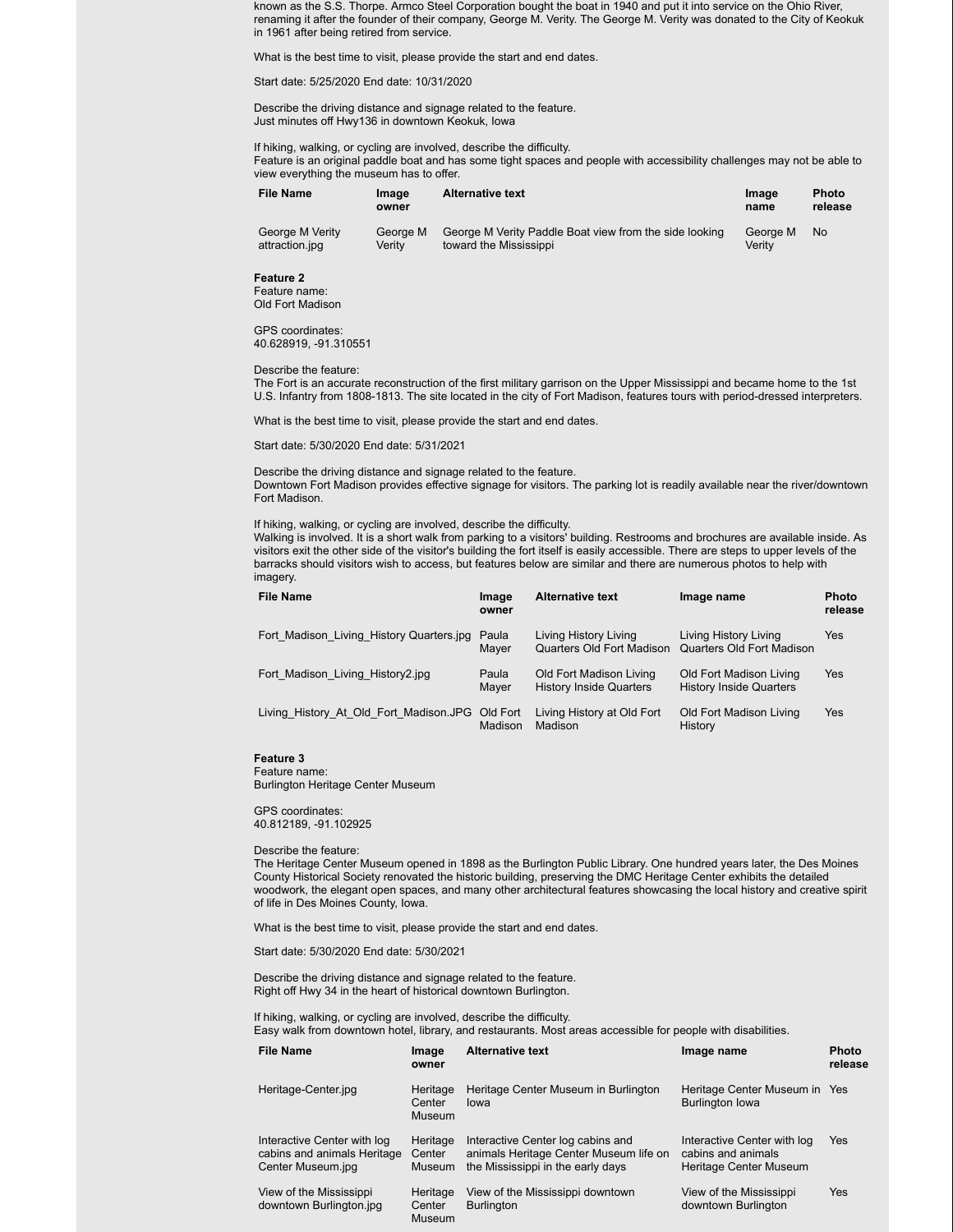known as the S.S. Thorpe. Armco Steel Corporation bought the boat in 1940 and put it into service on the Ohio River, renaming it after the founder of their company, George M. Verity. The George M. Verity was donated to the City of Keokuk in 1961 after being retired from service.

What is the best time to visit, please provide the start and end dates.

Start date: 5/25/2020 End date: 10/31/2020

Describe the driving distance and signage related to the feature.
Just minutes off Hwy136 in downtown Keokuk, Iowa

If hiking, walking, or cycling are involved, describe the difficulty.
Feature is an original paddle boat and has some tight spaces and people with accessibility challenges may not be able to view everything the museum has to offer.

| File Name | Image owner | Alternative text | Image name | Photo release |
| --- | --- | --- | --- | --- |
| George M Verity attraction.jpg | George M Verity | George M Verity Paddle Boat view from the side looking toward the Mississippi | George M Verity | No |

**Feature 2**
Feature name:
Old Fort Madison

GPS coordinates:
40.628919, -91.310551

Describe the feature:
The Fort is an accurate reconstruction of the first military garrison on the Upper Mississippi and became home to the 1st U.S. Infantry from 1808-1813. The site located in the city of Fort Madison, features tours with period-dressed interpreters.

What is the best time to visit, please provide the start and end dates.

Start date: 5/30/2020 End date: 5/31/2021

Describe the driving distance and signage related to the feature.
Downtown Fort Madison provides effective signage for visitors. The parking lot is readily available near the river/downtown Fort Madison.

If hiking, walking, or cycling are involved, describe the difficulty.
Walking is involved. It is a short walk from parking to a visitors' building. Restrooms and brochures are available inside. As visitors exit the other side of the visitor's building the fort itself is easily accessible. There are steps to upper levels of the barracks should visitors wish to access, but features below are similar and there are numerous photos to help with imagery.

| File Name | Image owner | Alternative text | Image name | Photo release |
| --- | --- | --- | --- | --- |
| Fort_Madison_Living_History Quarters.jpg | Paula Mayer | Living History Living Quarters Old Fort Madison | Living History Living Quarters Old Fort Madison | Yes |
| Fort_Madison_Living_History2.jpg | Paula Mayer | Old Fort Madison Living History Inside Quarters | Old Fort Madison Living History Inside Quarters | Yes |
| Living_History_At_Old_Fort_Madison.JPG | Old Fort Madison | Living History at Old Fort Madison | Old Fort Madison Living History | Yes |

**Feature 3**
Feature name:
Burlington Heritage Center Museum

GPS coordinates:
40.812189, -91.102925

Describe the feature:
The Heritage Center Museum opened in 1898 as the Burlington Public Library. One hundred years later, the Des Moines County Historical Society renovated the historic building, preserving the DMC Heritage Center exhibits the detailed woodwork, the elegant open spaces, and many other architectural features showcasing the local history and creative spirit of life in Des Moines County, Iowa.

What is the best time to visit, please provide the start and end dates.

Start date: 5/30/2020 End date: 5/30/2021

Describe the driving distance and signage related to the feature.
Right off Hwy 34 in the heart of historical downtown Burlington.

If hiking, walking, or cycling are involved, describe the difficulty.
Easy walk from downtown hotel, library, and restaurants. Most areas accessible for people with disabilities.

| File Name | Image owner | Alternative text | Image name | Photo release |
| --- | --- | --- | --- | --- |
| Heritage-Center.jpg | Heritage Center Museum | Heritage Center Museum in Burlington Iowa | Heritage Center Museum in Burlington Iowa | Yes |
| Interactive Center with log cabins and animals Heritage Center Museum.jpg | Heritage Center Museum | Interactive Center log cabins and animals Heritage Center Museum life on the Mississippi in the early days | Interactive Center with log cabins and animals Heritage Center Museum | Yes |
| View of the Mississippi downtown Burlington.jpg | Heritage Center Museum | View of the Mississippi downtown Burlington | View of the Mississippi downtown Burlington | Yes |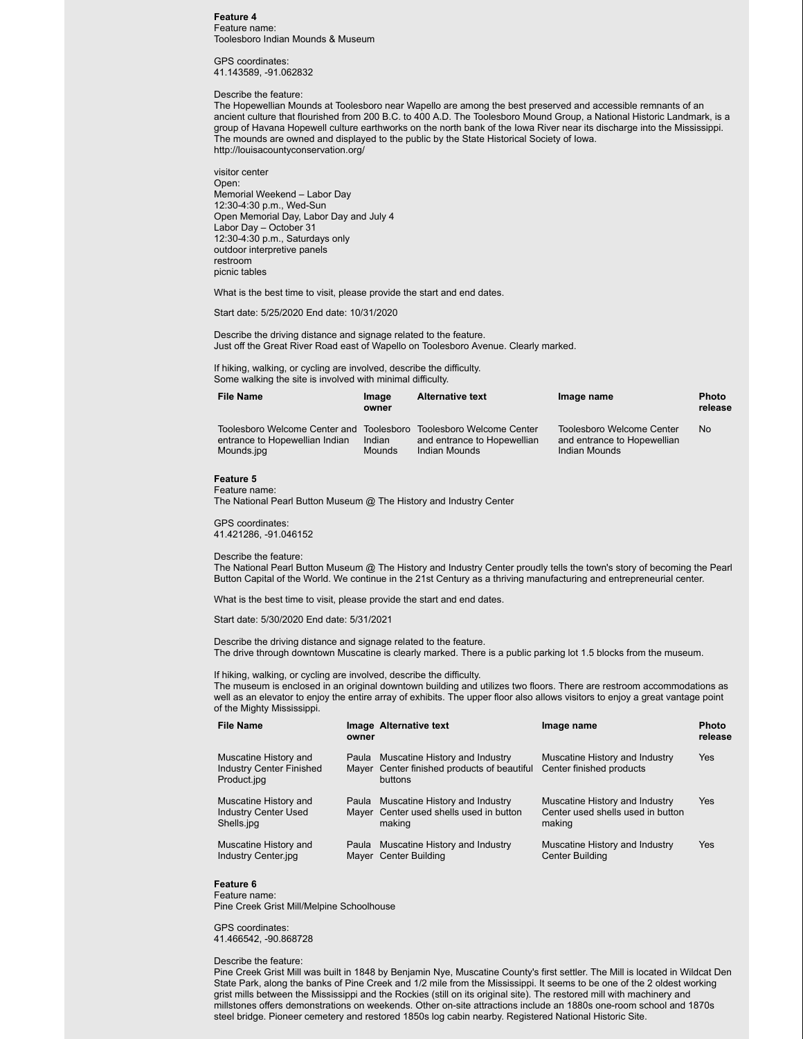**Feature 4**
Feature name:
Toolesboro Indian Mounds & Museum

GPS coordinates:
41.143589, -91.062832

Describe the feature:
The Hopewellian Mounds at Toolesboro near Wapello are among the best preserved and accessible remnants of an ancient culture that flourished from 200 B.C. to 400 A.D. The Toolesboro Mound Group, a National Historic Landmark, is a group of Havana Hopewell culture earthworks on the north bank of the Iowa River near its discharge into the Mississippi. The mounds are owned and displayed to the public by the State Historical Society of Iowa.
http://louisacountyconservation.org/

visitor center
Open:
Memorial Weekend – Labor Day
12:30-4:30 p.m., Wed-Sun
Open Memorial Day, Labor Day and July 4
Labor Day – October 31
12:30-4:30 p.m., Saturdays only
outdoor interpretive panels
restroom
picnic tables

What is the best time to visit, please provide the start and end dates.

Start date: 5/25/2020 End date: 10/31/2020

Describe the driving distance and signage related to the feature.
Just off the Great River Road east of Wapello on Toolesboro Avenue. Clearly marked.

If hiking, walking, or cycling are involved, describe the difficulty.
Some walking the site is involved with minimal difficulty.

| File Name | Image owner | Alternative text | Image name | Photo release |
|---|---|---|---|---|
| Toolesboro Welcome Center and entrance to Hopewellian Indian Mounds.jpg | Toolesboro Indian Mounds | Toolesboro Welcome Center and entrance to Hopewellian Indian Mounds | Toolesboro Welcome Center and entrance to Hopewellian Indian Mounds | No |

**Feature 5**
Feature name:
The National Pearl Button Museum @ The History and Industry Center

GPS coordinates:
41.421286, -91.046152

Describe the feature:
The National Pearl Button Museum @ The History and Industry Center proudly tells the town's story of becoming the Pearl Button Capital of the World. We continue in the 21st Century as a thriving manufacturing and entrepreneurial center.

What is the best time to visit, please provide the start and end dates.

Start date: 5/30/2020 End date: 5/31/2021

Describe the driving distance and signage related to the feature.
The drive through downtown Muscatine is clearly marked. There is a public parking lot 1.5 blocks from the museum.

If hiking, walking, or cycling are involved, describe the difficulty.
The museum is enclosed in an original downtown building and utilizes two floors. There are restroom accommodations as well as an elevator to enjoy the entire array of exhibits. The upper floor also allows visitors to enjoy a great vantage point of the Mighty Mississippi.

| File Name | Image owner | Alternative text | Image name | Photo release |
|---|---|---|---|---|
| Muscatine History and Industry Center Finished Product.jpg | Paula Mayer | Muscatine History and Industry Center finished products of beautiful buttons | Muscatine History and Industry Center finished products | Yes |
| Muscatine History and Industry Center Used Shells.jpg | Paula Mayer | Muscatine History and Industry Center used shells used in button making | Muscatine History and Industry Center used shells used in button making | Yes |
| Muscatine History and Industry Center.jpg | Paula Mayer | Muscatine History and Industry Center Building | Muscatine History and Industry Center Building | Yes |

**Feature 6**
Feature name:
Pine Creek Grist Mill/Melpine Schoolhouse

GPS coordinates:
41.466542, -90.868728

Describe the feature:
Pine Creek Grist Mill was built in 1848 by Benjamin Nye, Muscatine County's first settler. The Mill is located in Wildcat Den State Park, along the banks of Pine Creek and 1/2 mile from the Mississippi. It seems to be one of the 2 oldest working grist mills between the Mississippi and the Rockies (still on its original site). The restored mill with machinery and millstones offers demonstrations on weekends. Other on-site attractions include an 1880s one-room school and 1870s steel bridge. Pioneer cemetery and restored 1850s log cabin nearby. Registered National Historic Site.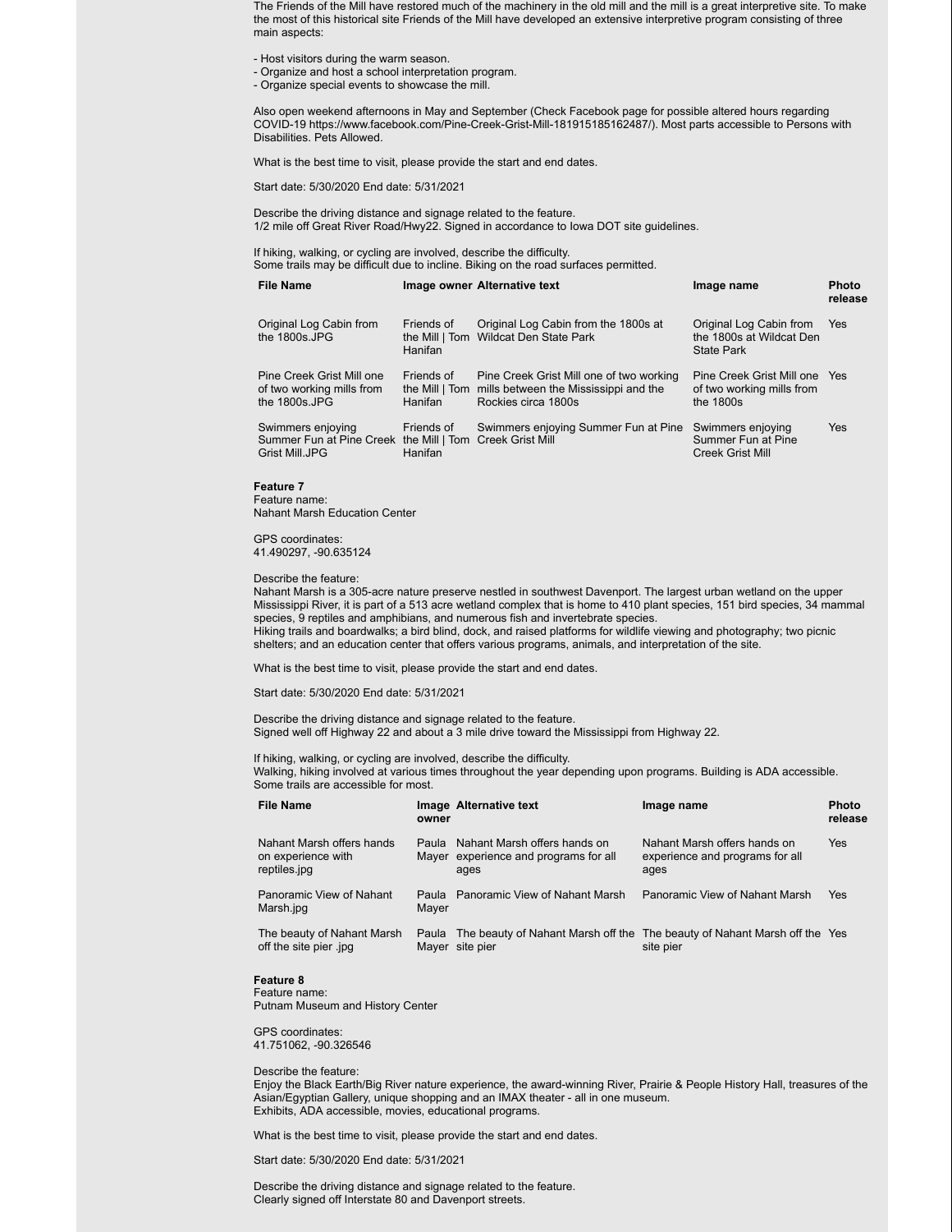The Friends of the Mill have restored much of the machinery in the old mill and the mill is a great interpretive site. To make the most of this historical site Friends of the Mill have developed an extensive interpretive program consisting of three main aspects:

- Host visitors during the warm season.
- Organize and host a school interpretation program.
- Organize special events to showcase the mill.

Also open weekend afternoons in May and September (Check Facebook page for possible altered hours regarding COVID-19 https://www.facebook.com/Pine-Creek-Grist-Mill-181915185162487/). Most parts accessible to Persons with Disabilities. Pets Allowed.

What is the best time to visit, please provide the start and end dates.

Start date: 5/30/2020 End date: 5/31/2021

Describe the driving distance and signage related to the feature.
1/2 mile off Great River Road/Hwy22. Signed in accordance to Iowa DOT site guidelines.

If hiking, walking, or cycling are involved, describe the difficulty.
Some trails may be difficult due to incline. Biking on the road surfaces permitted.

| File Name | Image owner | Alternative text | Image name | Photo release |
|---|---|---|---|---|
| Original Log Cabin from the 1800s.JPG | Friends of the Mill \| Tom Hanifan | Original Log Cabin from the 1800s at Wildcat Den State Park | Original Log Cabin from the 1800s at Wildcat Den State Park | Yes |
| Pine Creek Grist Mill one of two working mills from the 1800s.JPG | Friends of the Mill \| Tom Hanifan | Pine Creek Grist Mill one of two working mills between the Mississippi and the Rockies circa 1800s | Pine Creek Grist Mill one of two working mills from the 1800s | Yes |
| Swimmers enjoying Summer Fun at Pine Creek Grist Mill.JPG | Friends of the Mill \| Tom Hanifan | Swimmers enjoying Summer Fun at Pine Creek Grist Mill | Swimmers enjoying Summer Fun at Pine Creek Grist Mill | Yes |

**Feature 7**
Feature name:
Nahant Marsh Education Center

GPS coordinates:
41.490297, -90.635124

Describe the feature:
Nahant Marsh is a 305-acre nature preserve nestled in southwest Davenport. The largest urban wetland on the upper Mississippi River, it is part of a 513 acre wetland complex that is home to 410 plant species, 151 bird species, 34 mammal species, 9 reptiles and amphibians, and numerous fish and invertebrate species.
Hiking trails and boardwalks; a bird blind, dock, and raised platforms for wildlife viewing and photography; two picnic shelters; and an education center that offers various programs, animals, and interpretation of the site.

What is the best time to visit, please provide the start and end dates.

Start date: 5/30/2020 End date: 5/31/2021

Describe the driving distance and signage related to the feature.
Signed well off Highway 22 and about a 3 mile drive toward the Mississippi from Highway 22.

If hiking, walking, or cycling are involved, describe the difficulty.
Walking, hiking involved at various times throughout the year depending upon programs. Building is ADA accessible. Some trails are accessible for most.

| File Name | Image owner | Alternative text | Image name | Photo release |
|---|---|---|---|---|
| Nahant Marsh offers hands on experience with reptiles.jpg | Paula Mayer | Nahant Marsh offers hands on experience and programs for all ages | Nahant Marsh offers hands on experience and programs for all ages | Yes |
| Panoramic View of Nahant Marsh.jpg | Paula Mayer | Panoramic View of Nahant Marsh | Panoramic View of Nahant Marsh | Yes |
| The beauty of Nahant Marsh off the site pier .jpg | Paula Mayer | The beauty of Nahant Marsh off the site pier | The beauty of Nahant Marsh off the site pier | Yes |

**Feature 8**
Feature name:
Putnam Museum and History Center

GPS coordinates:
41.751062, -90.326546

Describe the feature:
Enjoy the Black Earth/Big River nature experience, the award-winning River, Prairie & People History Hall, treasures of the Asian/Egyptian Gallery, unique shopping and an IMAX theater - all in one museum.
Exhibits, ADA accessible, movies, educational programs.

What is the best time to visit, please provide the start and end dates.

Start date: 5/30/2020 End date: 5/31/2021

Describe the driving distance and signage related to the feature.
Clearly signed off Interstate 80 and Davenport streets.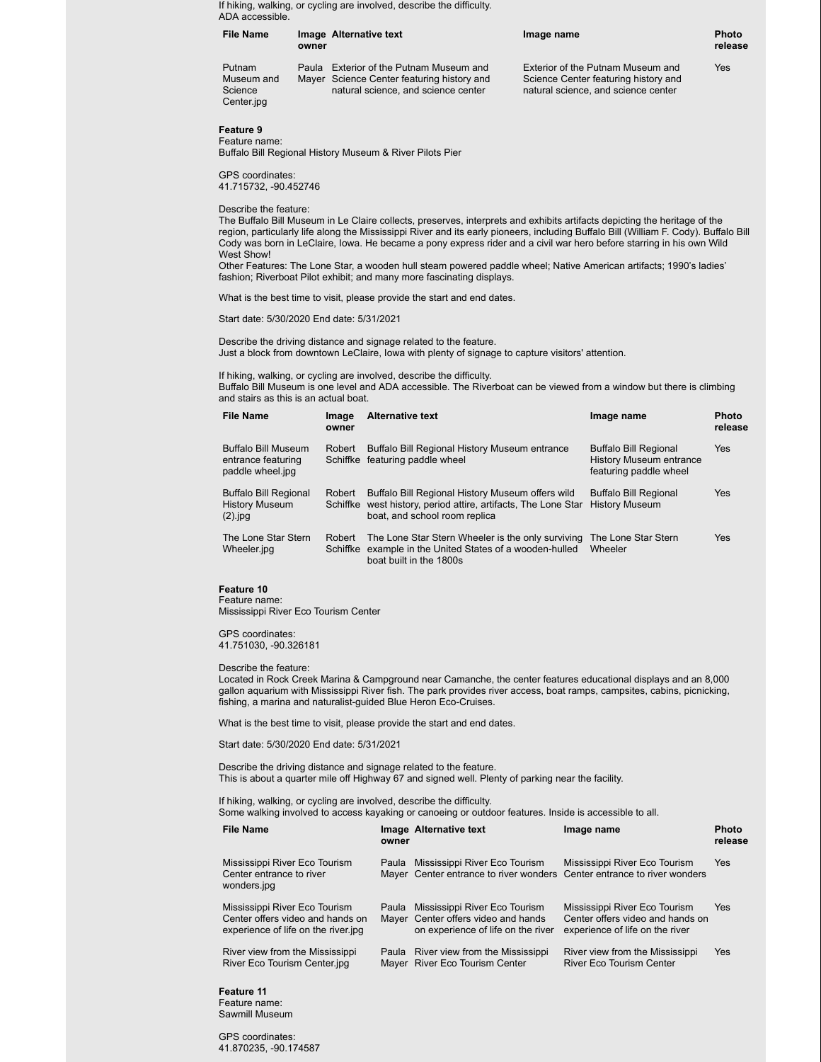If hiking, walking, or cycling are involved, describe the difficulty.
ADA accessible.

| File Name | Image owner | Alternative text | Image name | Photo release |
| --- | --- | --- | --- | --- |
| Putnam Museum and Science Center.jpg | Paula Mayer | Exterior of the Putnam Museum and Science Center featuring history and natural science, and science center | Exterior of the Putnam Museum and Science Center featuring history and natural science, and science center | Yes |

**Feature 9**
Feature name:
Buffalo Bill Regional History Museum & River Pilots Pier

GPS coordinates:
41.715732, -90.452746

Describe the feature:
The Buffalo Bill Museum in Le Claire collects, preserves, interprets and exhibits artifacts depicting the heritage of the region, particularly life along the Mississippi River and its early pioneers, including Buffalo Bill (William F. Cody). Buffalo Bill Cody was born in LeClaire, Iowa. He became a pony express rider and a civil war hero before starring in his own Wild West Show!
Other Features: The Lone Star, a wooden hull steam powered paddle wheel; Native American artifacts; 1990's ladies' fashion; Riverboat Pilot exhibit; and many more fascinating displays.

What is the best time to visit, please provide the start and end dates.

Start date: 5/30/2020 End date: 5/31/2021

Describe the driving distance and signage related to the feature.
Just a block from downtown LeClaire, Iowa with plenty of signage to capture visitors' attention.

If hiking, walking, or cycling are involved, describe the difficulty.
Buffalo Bill Museum is one level and ADA accessible. The Riverboat can be viewed from a window but there is climbing and stairs as this is an actual boat.

| File Name | Image owner | Alternative text | Image name | Photo release |
| --- | --- | --- | --- | --- |
| Buffalo Bill Museum entrance featuring paddle wheel.jpg | Robert Schiffke | Buffalo Bill Regional History Museum entrance featuring paddle wheel | Buffalo Bill Regional History Museum entrance featuring paddle wheel | Yes |
| Buffalo Bill Regional History Museum (2).jpg | Robert Schiffke | Buffalo Bill Regional History Museum offers wild west history, period attire, artifacts, The Lone Star boat, and school room replica | Buffalo Bill Regional History Museum | Yes |
| The Lone Star Stern Wheeler.jpg | Robert Schiffke | The Lone Star Stern Wheeler is the only surviving example in the United States of a wooden-hulled boat built in the 1800s | The Lone Star Stern Wheeler | Yes |

**Feature 10**
Feature name:
Mississippi River Eco Tourism Center

GPS coordinates:
41.751030, -90.326181

Describe the feature:
Located in Rock Creek Marina & Campground near Camanche, the center features educational displays and an 8,000 gallon aquarium with Mississippi River fish. The park provides river access, boat ramps, campsites, cabins, picnicking, fishing, a marina and naturalist-guided Blue Heron Eco-Cruises.

What is the best time to visit, please provide the start and end dates.

Start date: 5/30/2020 End date: 5/31/2021

Describe the driving distance and signage related to the feature.
This is about a quarter mile off Highway 67 and signed well. Plenty of parking near the facility.

If hiking, walking, or cycling are involved, describe the difficulty.
Some walking involved to access kayaking or canoeing or outdoor features. Inside is accessible to all.

| File Name | Image owner | Alternative text | Image name | Photo release |
| --- | --- | --- | --- | --- |
| Mississippi River Eco Tourism Center entrance to river wonders.jpg | Paula Mayer | Mississippi River Eco Tourism Center entrance to river wonders | Mississippi River Eco Tourism Center entrance to river wonders | Yes |
| Mississippi River Eco Tourism Center offers video and hands on experience of life on the river.jpg | Paula Mayer | Mississippi River Eco Tourism Center offers video and hands on experience of life on the river | Mississippi River Eco Tourism Center offers video and hands on experience of life on the river | Yes |
| River view from the Mississippi River Eco Tourism Center.jpg | Paula Mayer | River view from the Mississippi River Eco Tourism Center | River view from the Mississippi River Eco Tourism Center | Yes |

**Feature 11**
Feature name:
Sawmill Museum

GPS coordinates:
41.870235, -90.174587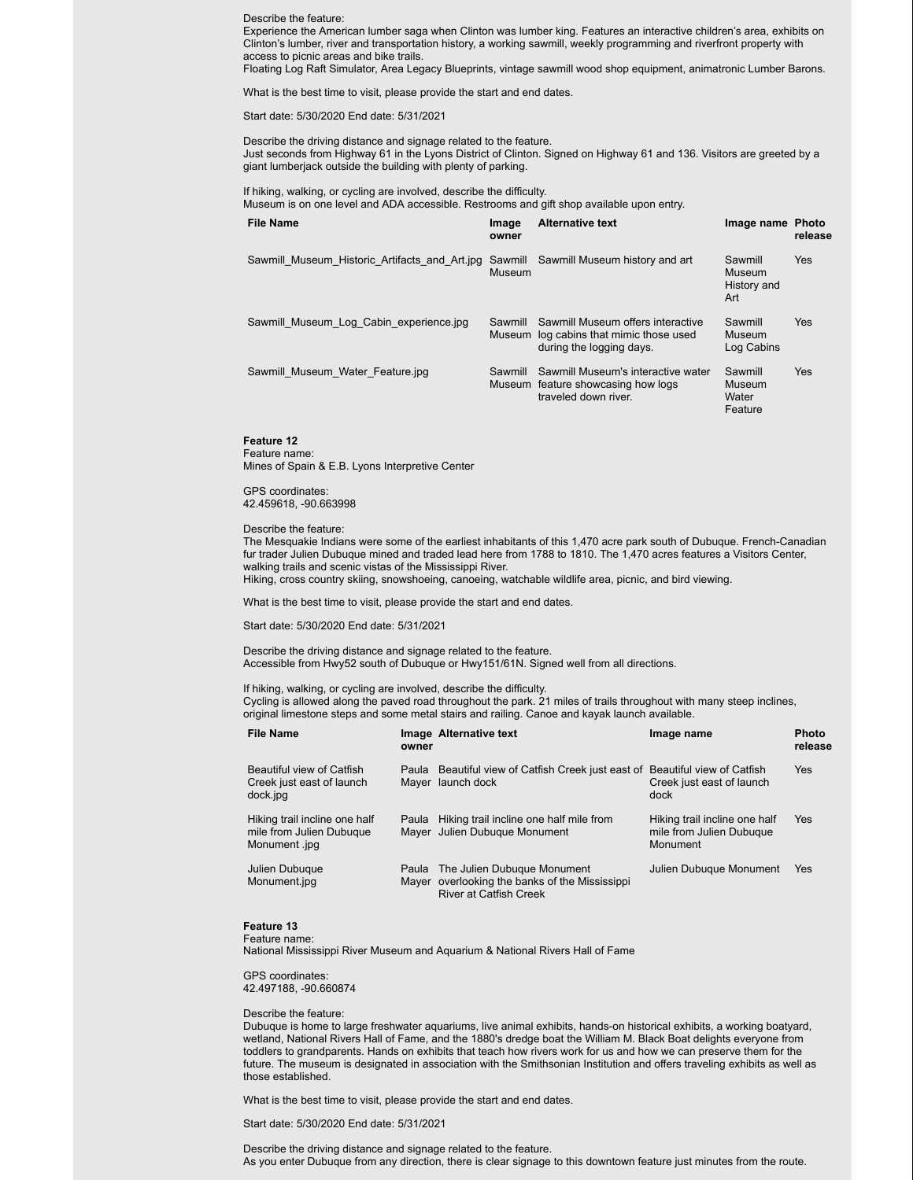Describe the feature:
Experience the American lumber saga when Clinton was lumber king. Features an interactive children's area, exhibits on Clinton's lumber, river and transportation history, a working sawmill, weekly programming and riverfront property with access to picnic areas and bike trails.
Floating Log Raft Simulator, Area Legacy Blueprints, vintage sawmill wood shop equipment, animatronic Lumber Barons.

What is the best time to visit, please provide the start and end dates.

Start date: 5/30/2020 End date: 5/31/2021

Describe the driving distance and signage related to the feature.
Just seconds from Highway 61 in the Lyons District of Clinton. Signed on Highway 61 and 136. Visitors are greeted by a giant lumberjack outside the building with plenty of parking.

If hiking, walking, or cycling are involved, describe the difficulty.
Museum is on one level and ADA accessible. Restrooms and gift shop available upon entry.

| File Name | Image owner | Alternative text | Image name | Photo release |
|---|---|---|---|---|
| Sawmill_Museum_Historic_Artifacts_and_Art.jpg | Sawmill Museum | Sawmill Museum history and art | Sawmill Museum History and Art | Yes |
| Sawmill_Museum_Log_Cabin_experience.jpg | Sawmill Museum | Sawmill Museum offers interactive log cabins that mimic those used during the logging days. | Sawmill Museum Log Cabins | Yes |
| Sawmill_Museum_Water_Feature.jpg | Sawmill Museum | Sawmill Museum's interactive water feature showcasing how logs traveled down river. | Sawmill Museum Water Feature | Yes |

**Feature 12**
Feature name:
Mines of Spain & E.B. Lyons Interpretive Center

GPS coordinates:
42.459618, -90.663998

Describe the feature:
The Mesquakie Indians were some of the earliest inhabitants of this 1,470 acre park south of Dubuque. French-Canadian fur trader Julien Dubuque mined and traded lead here from 1788 to 1810. The 1,470 acres features a Visitors Center, walking trails and scenic vistas of the Mississippi River.
Hiking, cross country skiing, snowshoeing, canoeing, watchable wildlife area, picnic, and bird viewing.

What is the best time to visit, please provide the start and end dates.

Start date: 5/30/2020 End date: 5/31/2021

Describe the driving distance and signage related to the feature.
Accessible from Hwy52 south of Dubuque or Hwy151/61N. Signed well from all directions.

If hiking, walking, or cycling are involved, describe the difficulty.
Cycling is allowed along the paved road throughout the park. 21 miles of trails throughout with many steep inclines, original limestone steps and some metal stairs and railing. Canoe and kayak launch available.

| File Name | Image owner | Alternative text | Image name | Photo release |
|---|---|---|---|---|
| Beautiful view of Catfish Creek just east of launch dock.jpg | Paula Mayer | Beautiful view of Catfish Creek just east of launch dock | Beautiful view of Catfish Creek just east of launch dock | Yes |
| Hiking trail incline one half mile from Julien Dubuque Monument .jpg | Paula Mayer | Hiking trail incline one half mile from Julien Dubuque Monument | Hiking trail incline one half mile from Julien Dubuque Monument | Yes |
| Julien Dubuque Monument.jpg | Paula Mayer | The Julien Dubuque Monument overlooking the banks of the Mississippi River at Catfish Creek | Julien Dubuque Monument | Yes |

**Feature 13**
Feature name:
National Mississippi River Museum and Aquarium & National Rivers Hall of Fame

GPS coordinates:
42.497188, -90.660874

Describe the feature:
Dubuque is home to large freshwater aquariums, live animal exhibits, hands-on historical exhibits, a working boatyard, wetland, National Rivers Hall of Fame, and the 1880's dredge boat the William M. Black Boat delights everyone from toddlers to grandparents. Hands on exhibits that teach how rivers work for us and how we can preserve them for the future. The museum is designated in association with the Smithsonian Institution and offers traveling exhibits as well as those established.

What is the best time to visit, please provide the start and end dates.

Start date: 5/30/2020 End date: 5/31/2021

Describe the driving distance and signage related to the feature.
As you enter Dubuque from any direction, there is clear signage to this downtown feature just minutes from the route.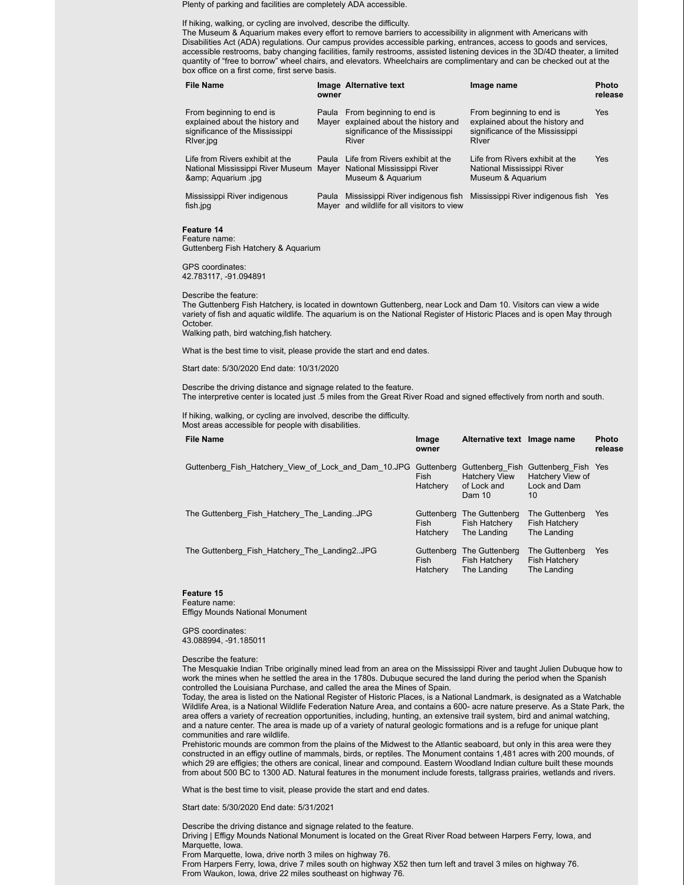Plenty of parking and facilities are completely ADA accessible.

If hiking, walking, or cycling are involved, describe the difficulty.
The Museum & Aquarium makes every effort to remove barriers to accessibility in alignment with Americans with Disabilities Act (ADA) regulations. Our campus provides accessible parking, entrances, access to goods and services, accessible restrooms, baby changing facilities, family restrooms, assisted listening devices in the 3D/4D theater, a limited quantity of "free to borrow" wheel chairs, and elevators. Wheelchairs are complimentary and can be checked out at the box office on a first come, first serve basis.

| File Name | Image owner | Alternative text | Image name | Photo release |
|---|---|---|---|---|
| From beginning to end is explained about the history and significance of the Mississippi RIver.jpg | Paula Mayer | From beginning to end is explained about the history and significance of the Mississippi River | From beginning to end is explained about the history and significance of the Mississippi RIver | Yes |
| Life from Rivers exhibit at the National Mississippi River Museum &amp; Aquarium .jpg | Paula Mayer | Life from Rivers exhibit at the National Mississippi River Museum & Aquarium | Life from Rivers exhibit at the National Mississippi River Museum & Aquarium | Yes |
| Mississippi River indigenous fish.jpg | Paula Mayer | Mississippi River indigenous fish and wildlife for all visitors to view | Mississippi River indigenous fish | Yes |

**Feature 14**
Feature name:
Guttenberg Fish Hatchery & Aquarium

GPS coordinates:
42.783117, -91.094891

Describe the feature:
The Guttenberg Fish Hatchery, is located in downtown Guttenberg, near Lock and Dam 10. Visitors can view a wide variety of fish and aquatic wildlife. The aquarium is on the National Register of Historic Places and is open May through October.
Walking path, bird watching,fish hatchery.

What is the best time to visit, please provide the start and end dates.

Start date: 5/30/2020 End date: 10/31/2020

Describe the driving distance and signage related to the feature.
The interpretive center is located just .5 miles from the Great River Road and signed effectively from north and south.

If hiking, walking, or cycling are involved, describe the difficulty.
Most areas accessible for people with disabilities.

| File Name | Image owner | Alternative text | Image name | Photo release |
|---|---|---|---|---|
| Guttenberg_Fish_Hatchery_View_of_Lock_and_Dam_10.JPG | Guttenberg Fish Hatchery | Guttenberg_Fish Hatchery View of Lock and Dam 10 | Guttenberg_Fish Hatchery View of Lock and Dam 10 | Yes |
| The Guttenberg_Fish_Hatchery_The_Landing..JPG | Guttenberg Fish Hatchery | The Guttenberg Fish Hatchery The Landing | The Guttenberg Fish Hatchery The Landing | Yes |
| The Guttenberg_Fish_Hatchery_The_Landing2..JPG | Guttenberg Fish Hatchery | The Guttenberg Fish Hatchery The Landing | The Guttenberg Fish Hatchery The Landing | Yes |

**Feature 15**
Feature name:
Effigy Mounds National Monument

GPS coordinates:
43.088994, -91.185011

Describe the feature:
The Mesquakie Indian Tribe originally mined lead from an area on the Mississippi River and taught Julien Dubuque how to work the mines when he settled the area in the 1780s. Dubuque secured the land during the period when the Spanish controlled the Louisiana Purchase, and called the area the Mines of Spain.
Today, the area is listed on the National Register of Historic Places, is a National Landmark, is designated as a Watchable Wildlife Area, is a National Wildlife Federation Nature Area, and contains a 600- acre nature preserve. As a State Park, the area offers a variety of recreation opportunities, including, hunting, an extensive trail system, bird and animal watching, and a nature center. The area is made up of a variety of natural geologic formations and is a refuge for unique plant communities and rare wildlife.
Prehistoric mounds are common from the plains of the Midwest to the Atlantic seaboard, but only in this area were they constructed in an effigy outline of mammals, birds, or reptiles. The Monument contains 1,481 acres with 200 mounds, of which 29 are effigies; the others are conical, linear and compound. Eastern Woodland Indian culture built these mounds from about 500 BC to 1300 AD. Natural features in the monument include forests, tallgrass prairies, wetlands and rivers.

What is the best time to visit, please provide the start and end dates.

Start date: 5/30/2020 End date: 5/31/2021

Describe the driving distance and signage related to the feature.
Driving | Effigy Mounds National Monument is located on the Great River Road between Harpers Ferry, Iowa, and Marquette, Iowa.
From Marquette, Iowa, drive north 3 miles on highway 76.
From Harpers Ferry, Iowa, drive 7 miles south on highway X52 then turn left and travel 3 miles on highway 76.
From Waukon, Iowa, drive 22 miles southeast on highway 76.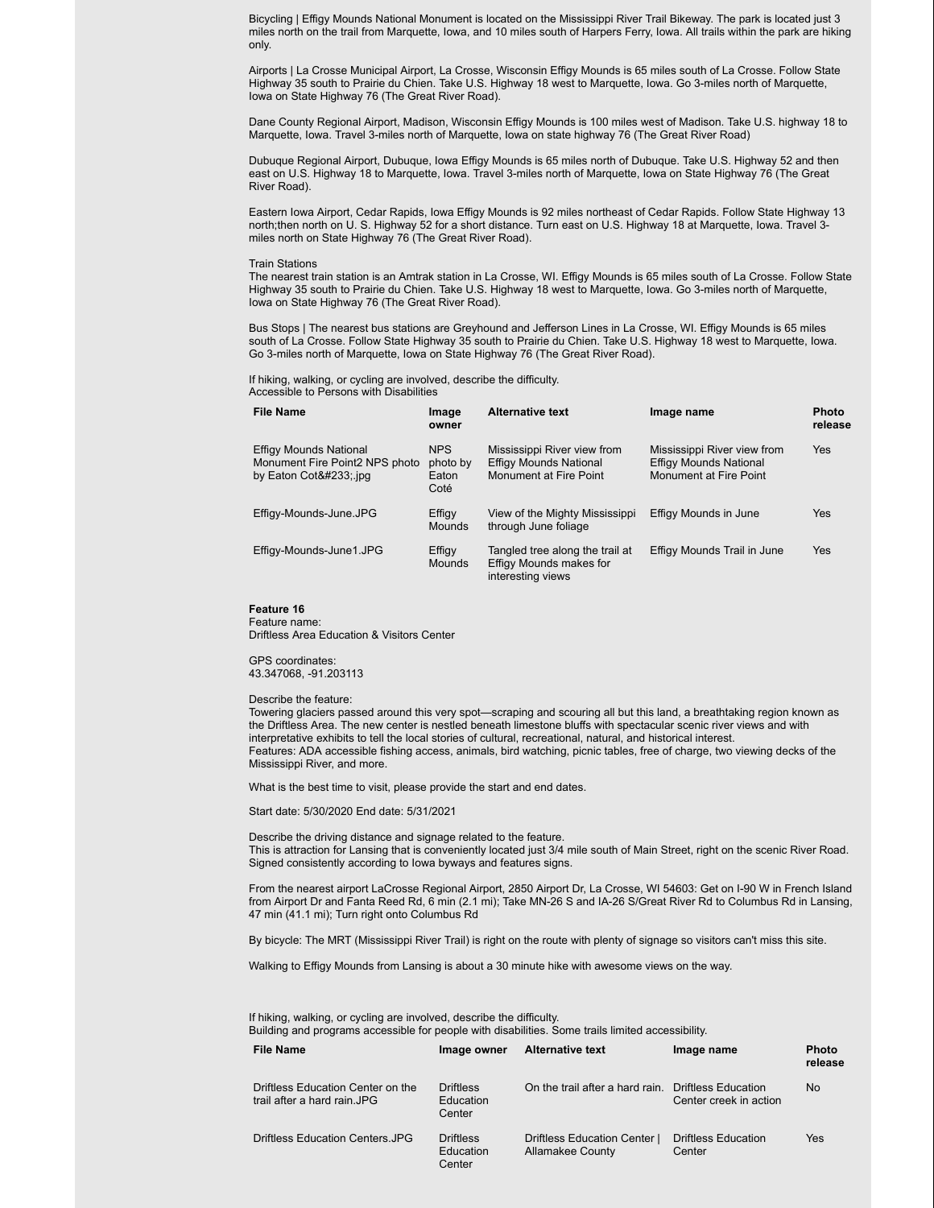Bicycling | Effigy Mounds National Monument is located on the Mississippi River Trail Bikeway. The park is located just 3 miles north on the trail from Marquette, Iowa, and 10 miles south of Harpers Ferry, Iowa. All trails within the park are hiking only.

Airports | La Crosse Municipal Airport, La Crosse, Wisconsin Effigy Mounds is 65 miles south of La Crosse. Follow State Highway 35 south to Prairie du Chien. Take U.S. Highway 18 west to Marquette, Iowa. Go 3-miles north of Marquette, Iowa on State Highway 76 (The Great River Road).

Dane County Regional Airport, Madison, Wisconsin Effigy Mounds is 100 miles west of Madison. Take U.S. highway 18 to Marquette, Iowa. Travel 3-miles north of Marquette, Iowa on state highway 76 (The Great River Road)

Dubuque Regional Airport, Dubuque, Iowa Effigy Mounds is 65 miles north of Dubuque. Take U.S. Highway 52 and then east on U.S. Highway 18 to Marquette, Iowa. Travel 3-miles north of Marquette, Iowa on State Highway 76 (The Great River Road).

Eastern Iowa Airport, Cedar Rapids, Iowa Effigy Mounds is 92 miles northeast of Cedar Rapids. Follow State Highway 13 north;then north on U. S. Highway 52 for a short distance. Turn east on U.S. Highway 18 at Marquette, Iowa. Travel 3-miles north on State Highway 76 (The Great River Road).

Train Stations
The nearest train station is an Amtrak station in La Crosse, WI. Effigy Mounds is 65 miles south of La Crosse. Follow State Highway 35 south to Prairie du Chien. Take U.S. Highway 18 west to Marquette, Iowa. Go 3-miles north of Marquette, Iowa on State Highway 76 (The Great River Road).

Bus Stops | The nearest bus stations are Greyhound and Jefferson Lines in La Crosse, WI. Effigy Mounds is 65 miles south of La Crosse. Follow State Highway 35 south to Prairie du Chien. Take U.S. Highway 18 west to Marquette, Iowa. Go 3-miles north of Marquette, Iowa on State Highway 76 (The Great River Road).

If hiking, walking, or cycling are involved, describe the difficulty.
Accessible to Persons with Disabilities

| File Name | Image owner | Alternative text | Image name | Photo release |
|---|---|---|---|---|
| Effigy Mounds National Monument Fire Point2 NPS photo by Eaton Cot&#233;.jpg | NPS photo by Eaton Coté | Mississippi River view from Effigy Mounds National Monument at Fire Point | Mississippi River view from Effigy Mounds National Monument at Fire Point | Yes |
| Effigy-Mounds-June.JPG | Effigy Mounds | View of the Mighty Mississippi through June foliage | Effigy Mounds in June | Yes |
| Effigy-Mounds-June1.JPG | Effigy Mounds | Tangled tree along the trail at Effigy Mounds makes for interesting views | Effigy Mounds Trail in June | Yes |

**Feature 16**
Feature name:
Driftless Area Education & Visitors Center

GPS coordinates:
43.347068, -91.203113

Describe the feature:
Towering glaciers passed around this very spot—scraping and scouring all but this land, a breathtaking region known as the Driftless Area. The new center is nestled beneath limestone bluffs with spectacular scenic river views and with interpretative exhibits to tell the local stories of cultural, recreational, natural, and historical interest.
Features: ADA accessible fishing access, animals, bird watching, picnic tables, free of charge, two viewing decks of the Mississippi River, and more.

What is the best time to visit, please provide the start and end dates.

Start date: 5/30/2020 End date: 5/31/2021

Describe the driving distance and signage related to the feature.
This is attraction for Lansing that is conveniently located just 3/4 mile south of Main Street, right on the scenic River Road. Signed consistently according to Iowa byways and features signs.

From the nearest airport LaCrosse Regional Airport, 2850 Airport Dr, La Crosse, WI 54603: Get on I-90 W in French Island from Airport Dr and Fanta Reed Rd, 6 min (2.1 mi); Take MN-26 S and IA-26 S/Great River Rd to Columbus Rd in Lansing, 47 min (41.1 mi); Turn right onto Columbus Rd

By bicycle: The MRT (Mississippi River Trail) is right on the route with plenty of signage so visitors can't miss this site.

Walking to Effigy Mounds from Lansing is about a 30 minute hike with awesome views on the way.

If hiking, walking, or cycling are involved, describe the difficulty.
Building and programs accessible for people with disabilities. Some trails limited accessibility.

| File Name | Image owner | Alternative text | Image name | Photo release |
|---|---|---|---|---|
| Driftless Education Center on the trail after a hard rain.JPG | Driftless Education Center | On the trail after a hard rain. | Driftless Education Center creek in action | No |
| Driftless Education Centers.JPG | Driftless Education Center | Driftless Education Center \| Allamakee County | Driftless Education Center | Yes |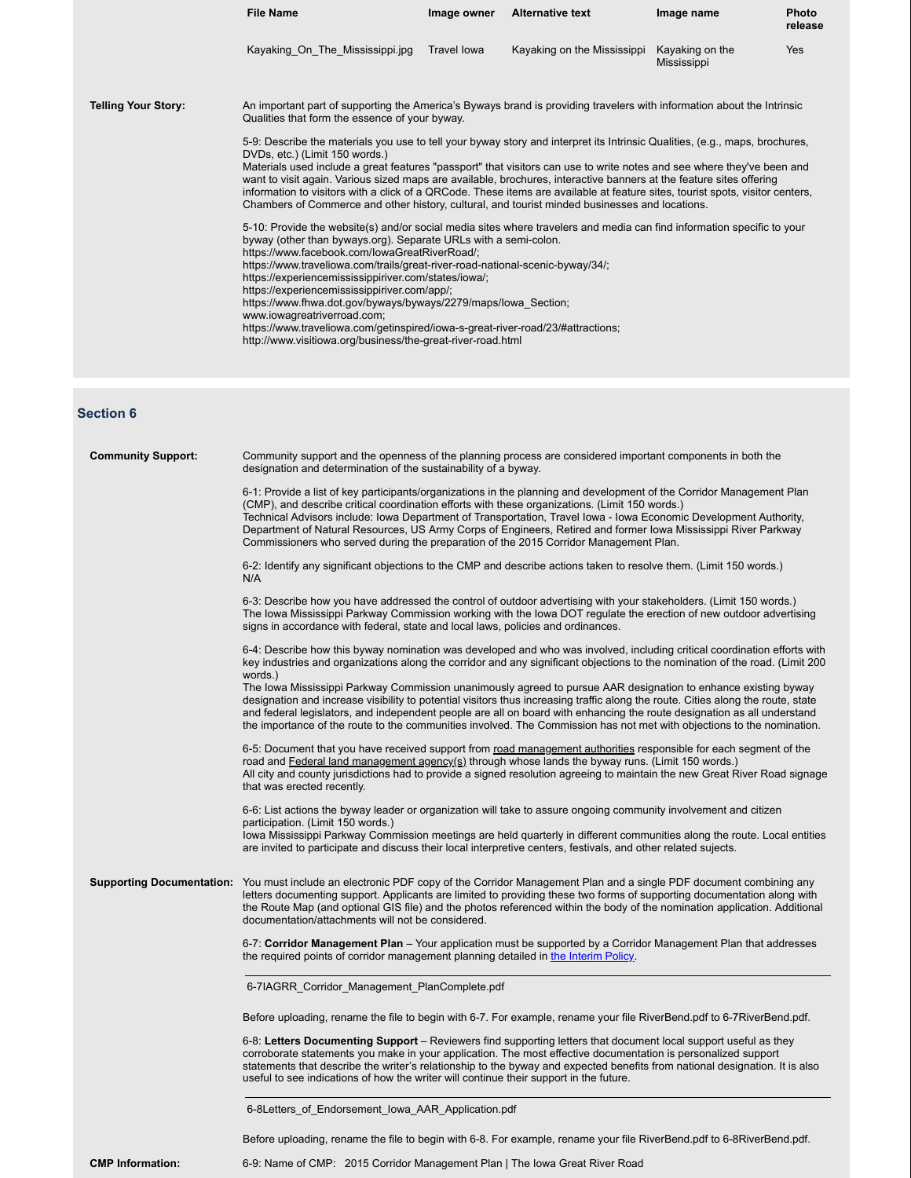| File Name | Image owner | Alternative text | Image name | Photo release |
|---|---|---|---|---|
| Kayaking_On_The_Mississippi.jpg | Travel Iowa | Kayaking on the Mississippi | Kayaking on the Mississippi | Yes |

**Telling Your Story:**

An important part of supporting the America's Byways brand is providing travelers with information about the Intrinsic Qualities that form the essence of your byway.

5-9: Describe the materials you use to tell your byway story and interpret its Intrinsic Qualities, (e.g., maps, brochures, DVDs, etc.) (Limit 150 words.)
Materials used include a great features "passport" that visitors can use to write notes and see where they've been and want to visit again. Various sized maps are available, brochures, interactive banners at the feature sites offering information to visitors with a click of a QRCode. These items are available at feature sites, tourist spots, visitor centers, Chambers of Commerce and other history, cultural, and tourist minded businesses and locations.

5-10: Provide the website(s) and/or social media sites where travelers and media can find information specific to your byway (other than byways.org). Separate URLs with a semi-colon.
https://www.facebook.com/IowaGreatRiverRoad/;
https://www.traveliowa.com/trails/great-river-road-national-scenic-byway/34/;
https://experiencemississippiriver.com/states/iowa/;
https://experiencemississippiriver.com/app/;
https://www.fhwa.dot.gov/byways/byways/2279/maps/Iowa_Section;
www.iowagreatriverroad.com;
https://www.traveliowa.com/getinspired/iowa-s-great-river-road/23/#attractions;
http://www.visitiowa.org/business/the-great-river-road.html

## Section 6

**Community Support:**

Community support and the openness of the planning process are considered important components in both the designation and determination of the sustainability of a byway.

6-1: Provide a list of key participants/organizations in the planning and development of the Corridor Management Plan (CMP), and describe critical coordination efforts with these organizations. (Limit 150 words.)
Technical Advisors include: Iowa Department of Transportation, Travel Iowa - Iowa Economic Development Authority, Department of Natural Resources, US Army Corps of Engineers, Retired and former Iowa Mississippi River Parkway Commissioners who served during the preparation of the 2015 Corridor Management Plan.

6-2: Identify any significant objections to the CMP and describe actions taken to resolve them. (Limit 150 words.)
N/A

6-3: Describe how you have addressed the control of outdoor advertising with your stakeholders. (Limit 150 words.)
The Iowa Mississippi Parkway Commission working with the Iowa DOT regulate the erection of new outdoor advertising signs in accordance with federal, state and local laws, policies and ordinances.

6-4: Describe how this byway nomination was developed and who was involved, including critical coordination efforts with key industries and organizations along the corridor and any significant objections to the nomination of the road. (Limit 200 words.)
The Iowa Mississippi Parkway Commission unanimously agreed to pursue AAR designation to enhance existing byway designation and increase visibility to potential visitors thus increasing traffic along the route. Cities along the route, state and federal legislators, and independent people are all on board with enhancing the route designation as all understand the importance of the route to the communities involved. The Commission has not met with objections to the nomination.

6-5: Document that you have received support from road management authorities responsible for each segment of the road and Federal land management agency(s) through whose lands the byway runs. (Limit 150 words.)
All city and county jurisdictions had to provide a signed resolution agreeing to maintain the new Great River Road signage that was erected recently.

6-6: List actions the byway leader or organization will take to assure ongoing community involvement and citizen participation. (Limit 150 words.)
Iowa Mississippi Parkway Commission meetings are held quarterly in different communities along the route. Local entities are invited to participate and discuss their local interpretive centers, festivals, and other related sujects.

**Supporting Documentation:**

You must include an electronic PDF copy of the Corridor Management Plan and a single PDF document combining any letters documenting support. Applicants are limited to providing these two forms of supporting documentation along with the Route Map (and optional GIS file) and the photos referenced within the body of the nomination application. Additional documentation/attachments will not be considered.

6-7: **Corridor Management Plan** – Your application must be supported by a Corridor Management Plan that addresses the required points of corridor management planning detailed in the Interim Policy.

6-7IAGRR_Corridor_Management_PlanComplete.pdf

Before uploading, rename the file to begin with 6-7. For example, rename your file RiverBend.pdf to 6-7RiverBend.pdf.

6-8: **Letters Documenting Support** – Reviewers find supporting letters that document local support useful as they corroborate statements you make in your application. The most effective documentation is personalized support statements that describe the writer's relationship to the byway and expected benefits from national designation. It is also useful to see indications of how the writer will continue their support in the future.

6-8Letters_of_Endorsement_Iowa_AAR_Application.pdf

Before uploading, rename the file to begin with 6-8. For example, rename your file RiverBend.pdf to 6-8RiverBend.pdf.

**CMP Information:**

6-9: Name of CMP: 2015 Corridor Management Plan | The Iowa Great River Road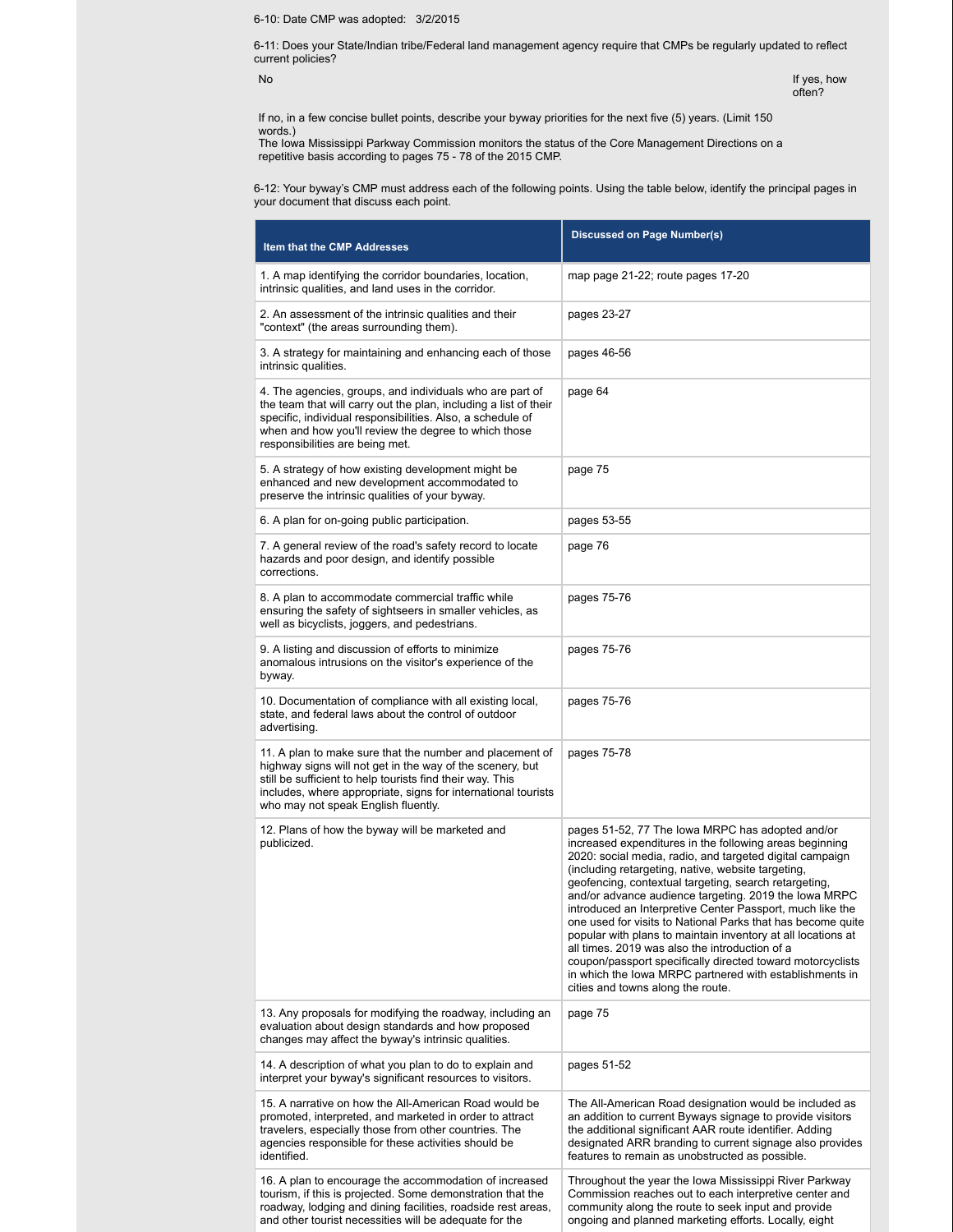6-10: Date CMP was adopted: 3/2/2015

6-11: Does your State/Indian tribe/Federal land management agency require that CMPs be regularly updated to reflect current policies?

No

If yes, how often?

If no, in a few concise bullet points, describe your byway priorities for the next five (5) years. (Limit 150 words.)
The Iowa Mississippi Parkway Commission monitors the status of the Core Management Directions on a repetitive basis according to pages 75 - 78 of the 2015 CMP.

6-12: Your byway's CMP must address each of the following points. Using the table below, identify the principal pages in your document that discuss each point.

| Item that the CMP Addresses | Discussed on Page Number(s) |
|---|---|
| 1. A map identifying the corridor boundaries, location, intrinsic qualities, and land uses in the corridor. | map page 21-22; route pages 17-20 |
| 2. An assessment of the intrinsic qualities and their "context" (the areas surrounding them). | pages 23-27 |
| 3. A strategy for maintaining and enhancing each of those intrinsic qualities. | pages 46-56 |
| 4. The agencies, groups, and individuals who are part of the team that will carry out the plan, including a list of their specific, individual responsibilities. Also, a schedule of when and how you'll review the degree to which those responsibilities are being met. | page 64 |
| 5. A strategy of how existing development might be enhanced and new development accommodated to preserve the intrinsic qualities of your byway. | page 75 |
| 6. A plan for on-going public participation. | pages 53-55 |
| 7. A general review of the road's safety record to locate hazards and poor design, and identify possible corrections. | page 76 |
| 8. A plan to accommodate commercial traffic while ensuring the safety of sightseers in smaller vehicles, as well as bicyclists, joggers, and pedestrians. | pages 75-76 |
| 9. A listing and discussion of efforts to minimize anomalous intrusions on the visitor's experience of the byway. | pages 75-76 |
| 10. Documentation of compliance with all existing local, state, and federal laws about the control of outdoor advertising. | pages 75-76 |
| 11. A plan to make sure that the number and placement of highway signs will not get in the way of the scenery, but still be sufficient to help tourists find their way. This includes, where appropriate, signs for international tourists who may not speak English fluently. | pages 75-78 |
| 12. Plans of how the byway will be marketed and publicized. | pages 51-52, 77 The Iowa MRPC has adopted and/or increased expenditures in the following areas beginning 2020: social media, radio, and targeted digital campaign (including retargeting, native, website targeting, geofencing, contextual targeting, search retargeting, and/or advance audience targeting. 2019 the Iowa MRPC introduced an Interpretive Center Passport, much like the one used for visits to National Parks that has become quite popular with plans to maintain inventory at all locations at all times. 2019 was also the introduction of a coupon/passport specifically directed toward motorcyclists in which the Iowa MRPC partnered with establishments in cities and towns along the route. |
| 13. Any proposals for modifying the roadway, including an evaluation about design standards and how proposed changes may affect the byway's intrinsic qualities. | page 75 |
| 14. A description of what you plan to do to explain and interpret your byway's significant resources to visitors. | pages 51-52 |
| 15. A narrative on how the All-American Road would be promoted, interpreted, and marketed in order to attract travelers, especially those from other countries. The agencies responsible for these activities should be identified. | The All-American Road designation would be included as an addition to current Byways signage to provide visitors the additional significant AAR route identifier. Adding designated ARR branding to current signage also provides features to remain as unobstructed as possible. |
| 16. A plan to encourage the accommodation of increased tourism, if this is projected. Some demonstration that the roadway, lodging and dining facilities, roadside rest areas, and other tourist necessities will be adequate for the | Throughout the year the Iowa Mississippi River Parkway Commission reaches out to each interpretive center and community along the route to seek input and provide ongoing and planned marketing efforts. Locally, eight |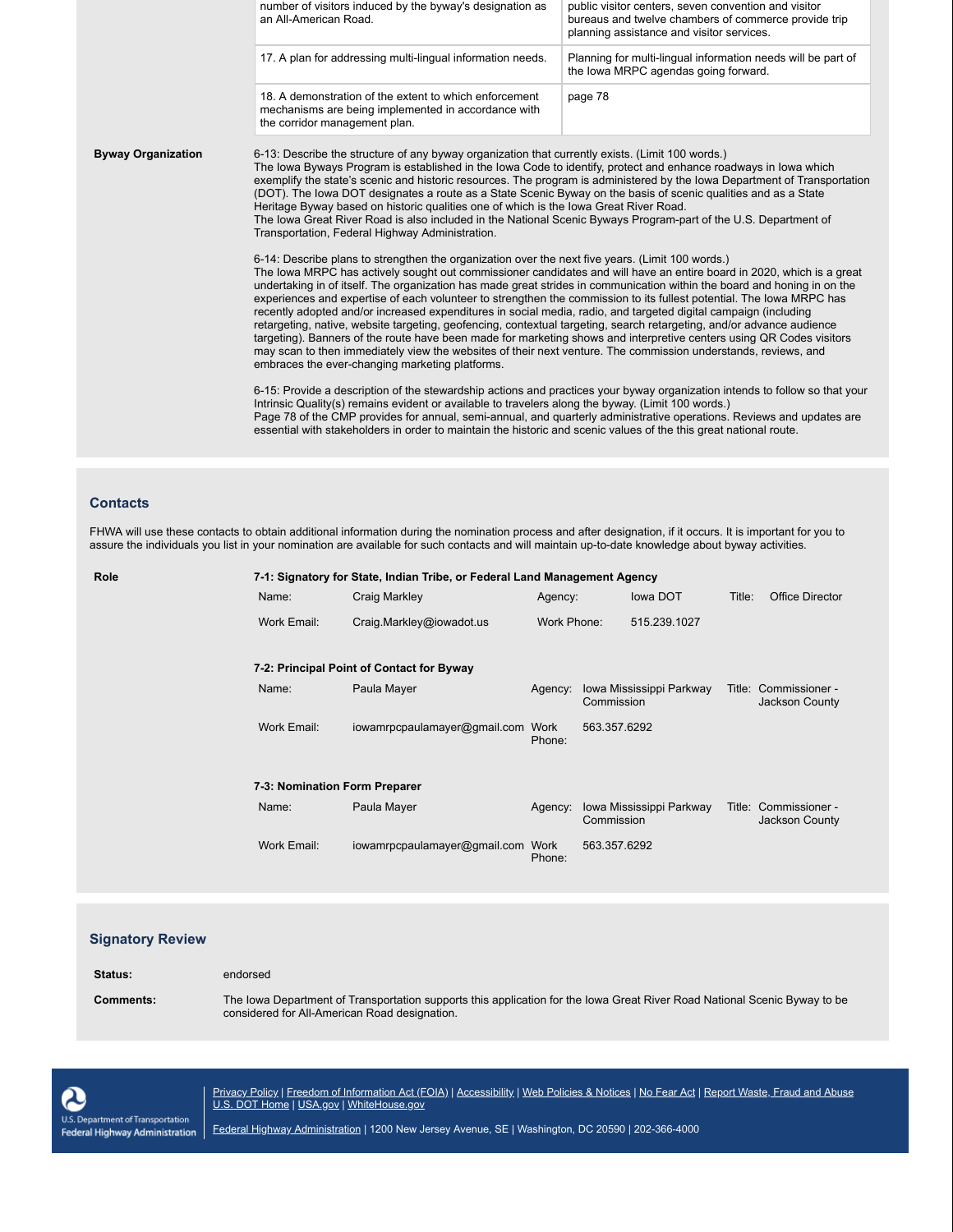| | |
|---|---|
| number of visitors induced by the byway's designation as an All-American Road. | public visitor centers, seven convention and visitor bureaus and twelve chambers of commerce provide trip planning assistance and visitor services. |
| 17. A plan for addressing multi-lingual information needs. | Planning for multi-lingual information needs will be part of the Iowa MRPC agendas going forward. |
| 18. A demonstration of the extent to which enforcement mechanisms are being implemented in accordance with the corridor management plan. | page 78 |

**Byway Organization**

6-13: Describe the structure of any byway organization that currently exists. (Limit 100 words.)
The Iowa Byways Program is established in the Iowa Code to identify, protect and enhance roadways in Iowa which exemplify the state's scenic and historic resources. The program is administered by the Iowa Department of Transportation (DOT). The Iowa DOT designates a route as a State Scenic Byway on the basis of scenic qualities and as a State Heritage Byway based on historic qualities one of which is the Iowa Great River Road.
The Iowa Great River Road is also included in the National Scenic Byways Program-part of the U.S. Department of Transportation, Federal Highway Administration.

6-14: Describe plans to strengthen the organization over the next five years. (Limit 100 words.)
The Iowa MRPC has actively sought out commissioner candidates and will have an entire board in 2020, which is a great undertaking in of itself. The organization has made great strides in communication within the board and honing in on the experiences and expertise of each volunteer to strengthen the commission to its fullest potential. The Iowa MRPC has recently adopted and/or increased expenditures in social media, radio, and targeted digital campaign (including retargeting, native, website targeting, geofencing, contextual targeting, search retargeting, and/or advance audience targeting). Banners of the route have been made for marketing shows and interpretive centers using QR Codes visitors may scan to then immediately view the websites of their next venture. The commission understands, reviews, and embraces the ever-changing marketing platforms.

6-15: Provide a description of the stewardship actions and practices your byway organization intends to follow so that your Intrinsic Quality(s) remains evident or available to travelers along the byway. (Limit 100 words.)
Page 78 of the CMP provides for annual, semi-annual, and quarterly administrative operations. Reviews and updates are essential with stakeholders in order to maintain the historic and scenic values of the this great national route.

## Contacts

FHWA will use these contacts to obtain additional information during the nomination process and after designation, if it occurs. It is important for you to assure the individuals you list in your nomination are available for such contacts and will maintain up-to-date knowledge about byway activities.

**Role**

**7-1: Signatory for State, Indian Tribe, or Federal Land Management Agency**

| | | | | | |
|---|---|---|---|---|---|
| Name: | Craig Markley | Agency: | Iowa DOT | Title: | Office Director |
| Work Email: | Craig.Markley@iowadot.us | Work Phone: | 515.239.1027 | | |

**7-2: Principal Point of Contact for Byway**

| | | | | | |
|---|---|---|---|---|---|
| Name: | Paula Mayer | Agency: | Iowa Mississippi Parkway Commission | Title: | Commissioner - Jackson County |
| Work Email: | iowamrpcpaulamayer@gmail.com | Work Phone: | 563.357.6292 | | |

**7-3: Nomination Form Preparer**

| | | | | | |
|---|---|---|---|---|---|
| Name: | Paula Mayer | Agency: | Iowa Mississippi Parkway Commission | Title: | Commissioner - Jackson County |
| Work Email: | iowamrpcpaulamayer@gmail.com | Work Phone: | 563.357.6292 | | |

## Signatory Review

**Status:** endorsed

**Comments:** The Iowa Department of Transportation supports this application for the Iowa Great River Road National Scenic Byway to be considered for All-American Road designation.

U.S. Department of Transportation Federal Highway Administration

Privacy Policy | Freedom of Information Act (FOIA) | Accessibility | Web Policies & Notices | No Fear Act | Report Waste, Fraud and Abuse
U.S. DOT Home | USA.gov | WhiteHouse.gov

Federal Highway Administration | 1200 New Jersey Avenue, SE | Washington, DC 20590 | 202-366-4000